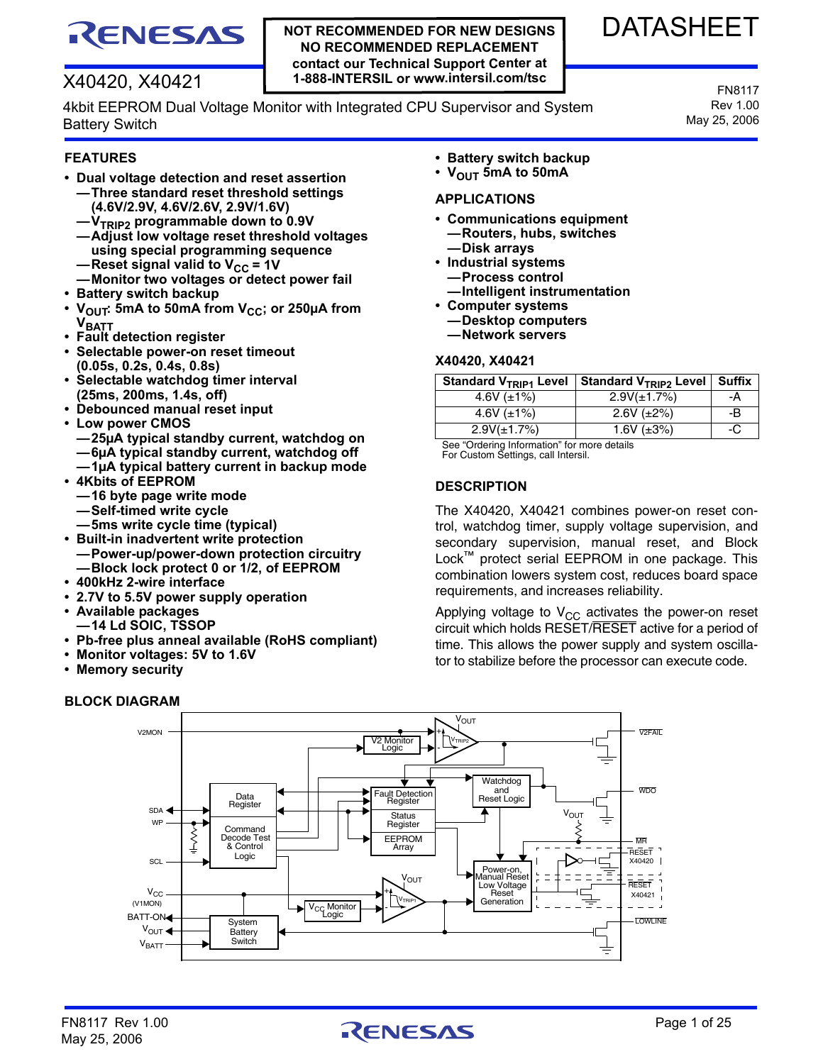NOT RECOMMENDED FOR NEW DESIGNS
NO RECOMMENDED REPLACEMENT
contact our Technical Support Center at
1-888-INTERSIL or www.intersil.com/tsc

DATASHEET

# X40420, X40421

4kbit EEPROM Dual Voltage Monitor with Integrated CPU Supervisor and System Battery Switch

FN8117
Rev 1.00
May 25, 2006

## FEATURES

- **Dual voltage detection and reset assertion**
  - **—Three standard reset threshold settings (4.6V/2.9V, 4.6V/2.6V, 2.9V/1.6V)**
  - **—$V_{TRIP2}$ programmable down to 0.9V**
  - **—Adjust low voltage reset threshold voltages using special programming sequence**
  - **—Reset signal valid to $V_{CC}$ = 1V**
  - **—Monitor two voltages or detect power fail**
- **Battery switch backup**
- **$V_{OUT}$: 5mA to 50mA from $V_{CC}$; or 250µA from $V_{BATT}$**
- **Fault detection register**
- **Selectable power-on reset timeout (0.05s, 0.2s, 0.4s, 0.8s)**
- **Selectable watchdog timer interval (25ms, 200ms, 1.4s, off)**
- **Debounced manual reset input**
- **Low power CMOS**
  - **—25µA typical standby current, watchdog on**
  - **—6µA typical standby current, watchdog off**
  - **—1µA typical battery current in backup mode**
- **4Kbits of EEPROM**
  - **—16 byte page write mode**
  - **—Self-timed write cycle**
  - **—5ms write cycle time (typical)**
- **Built-in inadvertent write protection**
  - **—Power-up/power-down protection circuitry**
  - **—Block lock protect 0 or 1/2, of EEPROM**
- **400kHz 2-wire interface**
- **2.7V to 5.5V power supply operation**
- **Available packages**
  - **—14 Ld SOIC, TSSOP**
- **Pb-free plus anneal available (RoHS compliant)**
- **Monitor voltages: 5V to 1.6V**
- **Memory security**
- **Battery switch backup**
- **$V_{OUT}$ 5mA to 50mA**

## APPLICATIONS

- **Communications equipment**
  - **—Routers, hubs, switches**
  - **—Disk arrays**
- **Industrial systems**
  - **—Process control**
  - **—Intelligent instrumentation**
- **Computer systems**
  - **—Desktop computers**
  - **—Network servers**

### X40420, X40421

| Standard $V_{TRIP1}$ Level | Standard $V_{TRIP2}$ Level | Suffix |
|---|---|---|
| 4.6V (±1%) | 2.9V(±1.7%) | -A |
| 4.6V (±1%) | 2.6V (±2%) | -B |
| 2.9V(±1.7%) | 1.6V (±3%) | -C |

See "Ordering Information" for more details
For Custom Settings, call Intersil.

## DESCRIPTION

The X40420, X40421 combines power-on reset control, watchdog timer, supply voltage supervision, and secondary supervision, manual reset, and Block Lock™ protect serial EEPROM in one package. This combination lowers system cost, reduces board space requirements, and increases reliability.

Applying voltage to $V_{CC}$ activates the power-on reset circuit which holds RESET/$\overline{\text{RESET}}$ active for a period of time. This allows the power supply and system oscillator to stabilize before the processor can execute code.

## BLOCK DIAGRAM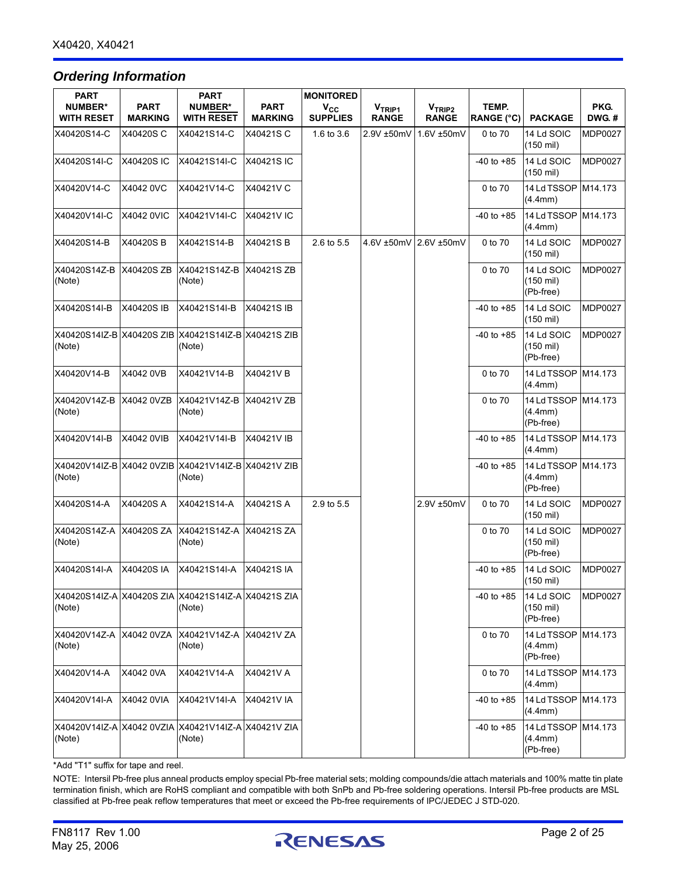## Ordering Information

| PART NUMBER* WITH RESET | PART MARKING | PART NUMBER* WITH $\overline{\text{RESET}}$ | PART MARKING | MONITORED $V_{CC}$ SUPPLIES | $V_{TRIP1}$ RANGE | $V_{TRIP2}$ RANGE | TEMP. RANGE (°C) | PACKAGE | PKG. DWG. # |
|---|---|---|---|---|---|---|---|---|---|
| X40420S14-C | X40420S C | X40421S14-C | X40421S C | 1.6 to 3.6 | 2.9V ±50mV | 1.6V ±50mV | 0 to 70 | 14 Ld SOIC (150 mil) | MDP0027 |
| X40420S14I-C | X40420S IC | X40421S14I-C | X40421S IC | | | | -40 to +85 | 14 Ld SOIC (150 mil) | MDP0027 |
| X40420V14-C | X4042 0VC | X40421V14-C | X40421V C | | | | 0 to 70 | 14 Ld TSSOP (4.4mm) | M14.173 |
| X40420V14I-C | X4042 0VIC | X40421V14I-C | X40421V IC | | | | -40 to +85 | 14 Ld TSSOP (4.4mm) | M14.173 |
| X40420S14-B | X40420S B | X40421S14-B | X40421S B | 2.6 to 5.5 | 4.6V ±50mV | 2.6V ±50mV | 0 to 70 | 14 Ld SOIC (150 mil) | MDP0027 |
| X40420S14Z-B (Note) | X40420S ZB | X40421S14Z-B (Note) | X40421S ZB | | | | 0 to 70 | 14 Ld SOIC (150 mil) (Pb-free) | MDP0027 |
| X40420S14I-B | X40420S IB | X40421S14I-B | X40421S IB | | | | -40 to +85 | 14 Ld SOIC (150 mil) | MDP0027 |
| X40420S14IZ-B (Note) | X40420S ZIB | X40421S14IZ-B (Note) | X40421S ZIB | | | | -40 to +85 | 14 Ld SOIC (150 mil) (Pb-free) | MDP0027 |
| X40420V14-B | X4042 0VB | X40421V14-B | X40421V B | | | | 0 to 70 | 14 Ld TSSOP (4.4mm) | M14.173 |
| X40420V14Z-B (Note) | X4042 0VZB | X40421V14Z-B (Note) | X40421V ZB | | | | 0 to 70 | 14 Ld TSSOP (4.4mm) (Pb-free) | M14.173 |
| X40420V14I-B | X4042 0VIB | X40421V14I-B | X40421V IB | | | | -40 to +85 | 14 Ld TSSOP (4.4mm) | M14.173 |
| X40420V14IZ-B (Note) | X4042 0VZIB | X40421V14IZ-B (Note) | X40421V ZIB | | | | -40 to +85 | 14 Ld TSSOP (4.4mm) (Pb-free) | M14.173 |
| X40420S14-A | X40420S A | X40421S14-A | X40421S A | 2.9 to 5.5 | | 2.9V ±50mV | 0 to 70 | 14 Ld SOIC (150 mil) | MDP0027 |
| X40420S14Z-A (Note) | X40420S ZA | X40421S14Z-A (Note) | X40421S ZA | | | | 0 to 70 | 14 Ld SOIC (150 mil) (Pb-free) | MDP0027 |
| X40420S14I-A | X40420S IA | X40421S14I-A | X40421S IA | | | | -40 to +85 | 14 Ld SOIC (150 mil) | MDP0027 |
| X40420S14IZ-A (Note) | X40420S ZIA | X40421S14IZ-A (Note) | X40421S ZIA | | | | -40 to +85 | 14 Ld SOIC (150 mil) (Pb-free) | MDP0027 |
| X40420V14Z-A (Note) | X4042 0VZA | X40421V14Z-A (Note) | X40421V ZA | | | | 0 to 70 | 14 Ld TSSOP (4.4mm) (Pb-free) | M14.173 |
| X40420V14-A | X4042 0VA | X40421V14-A | X40421V A | | | | 0 to 70 | 14 Ld TSSOP (4.4mm) | M14.173 |
| X40420V14I-A | X4042 0VIA | X40421V14I-A | X40421V IA | | | | -40 to +85 | 14 Ld TSSOP (4.4mm) | M14.173 |
| X40420V14IZ-A (Note) | X4042 0VZIA | X40421V14IZ-A (Note) | X40421V ZIA | | | | -40 to +85 | 14 Ld TSSOP (4.4mm) (Pb-free) | M14.173 |

*Add "T1" suffix for tape and reel.

NOTE: Intersil Pb-free plus anneal products employ special Pb-free material sets; molding compounds/die attach materials and 100% matte tin plate termination finish, which are RoHS compliant and compatible with both SnPb and Pb-free soldering operations. Intersil Pb-free products are MSL classified at Pb-free peak reflow temperatures that meet or exceed the Pb-free requirements of IPC/JEDEC J STD-020.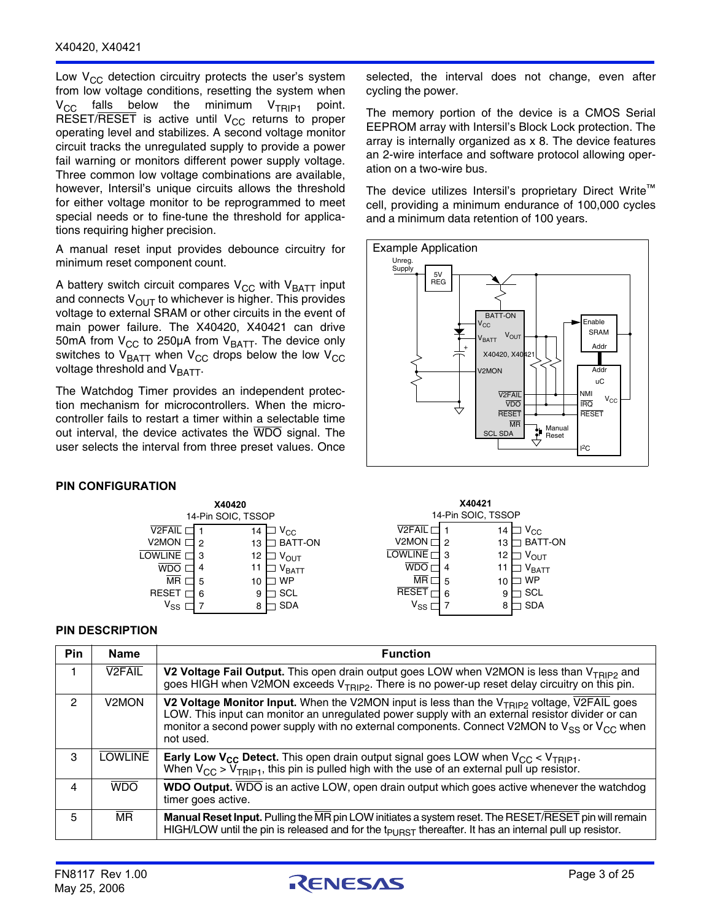Low $V_{CC}$ detection circuitry protects the user's system from low voltage conditions, resetting the system when $V_{CC}$ falls below the minimum $V_{TRIP1}$ point. RESET/$\overline{RESET}$ is active until $V_{CC}$ returns to proper operating level and stabilizes. A second voltage monitor circuit tracks the unregulated supply to provide a power fail warning or monitors different power supply voltage. Three common low voltage combinations are available, however, Intersil's unique circuits allows the threshold for either voltage monitor to be reprogrammed to meet special needs or to fine-tune the threshold for applications requiring higher precision.

A manual reset input provides debounce circuitry for minimum reset component count.

A battery switch circuit compares $V_{CC}$ with $V_{BATT}$ input and connects $V_{OUT}$ to whichever is higher. This provides voltage to external SRAM or other circuits in the event of main power failure. The X40420, X40421 can drive 50mA from $V_{CC}$ to 250µA from $V_{BATT}$. The device only switches to $V_{BATT}$ when $V_{CC}$ drops below the low $V_{CC}$ voltage threshold and $V_{BATT}$.

The Watchdog Timer provides an independent protection mechanism for microcontrollers. When the microcontroller fails to restart a timer within a selectable time out interval, the device activates the $\overline{WDO}$ signal. The user selects the interval from three preset values. Once selected, the interval does not change, even after cycling the power.

The memory portion of the device is a CMOS Serial EEPROM array with Intersil's Block Lock protection. The array is internally organized as x 8. The device features an 2-wire interface and software protocol allowing operation on a two-wire bus.

The device utilizes Intersil's proprietary Direct Write™ cell, providing a minimum endurance of 100,000 cycles and a minimum data retention of 100 years.

Example Application

## PIN CONFIGURATION

**X40420**
14-Pin SOIC, TSSOP

| Name | Pin | Pin | Name |
|---|---|---|---|
| $\overline{V2FAIL}$ | 1 | 14 | $V_{CC}$ |
| V2MON | 2 | 13 | BATT-ON |
| $\overline{LOWLINE}$ | 3 | 12 | $V_{OUT}$ |
| $\overline{WDO}$ | 4 | 11 | $V_{BATT}$ |
| $\overline{MR}$ | 5 | 10 | WP |
| RESET | 6 | 9 | SCL |
| $V_{SS}$ | 7 | 8 | SDA |

**X40421**
14-Pin SOIC, TSSOP

| Name | Pin | Pin | Name |
|---|---|---|---|
| $\overline{V2FAIL}$ | 1 | 14 | $V_{CC}$ |
| V2MON | 2 | 13 | BATT-ON |
| $\overline{LOWLINE}$ | 3 | 12 | $V_{OUT}$ |
| $\overline{WDO}$ | 4 | 11 | $V_{BATT}$ |
| $\overline{MR}$ | 5 | 10 | WP |
| $\overline{RESET}$ | 6 | 9 | SCL |
| $V_{SS}$ | 7 | 8 | SDA |

## PIN DESCRIPTION

| Pin | Name | Function |
|---|---|---|
| 1 | $\overline{V2FAIL}$ | **V2 Voltage Fail Output.** This open drain output goes LOW when V2MON is less than $V_{TRIP2}$ and goes HIGH when V2MON exceeds $V_{TRIP2}$. There is no power-up reset delay circuitry on this pin. |
| 2 | V2MON | **V2 Voltage Monitor Input.** When the V2MON input is less than the $V_{TRIP2}$ voltage, $\overline{V2FAIL}$ goes LOW. This input can monitor an unregulated power supply with an external resistor divider or can monitor a second power supply with no external components. Connect V2MON to $V_{SS}$ or $V_{CC}$ when not used. |
| 3 | $\overline{LOWLINE}$ | **Early Low $V_{CC}$ Detect.** This open drain output signal goes LOW when $V_{CC} < V_{TRIP1}$. When $V_{CC} > V_{TRIP1}$, this pin is pulled high with the use of an external pull up resistor. |
| 4 | $\overline{WDO}$ | **WDO Output.** $\overline{WDO}$ is an active LOW, open drain output which goes active whenever the watchdog timer goes active. |
| 5 | $\overline{MR}$ | **Manual Reset Input.** Pulling the $\overline{MR}$ pin LOW initiates a system reset. The RESET/$\overline{RESET}$ pin will remain HIGH/LOW until the pin is released and for the $t_{PURST}$ thereafter. It has an internal pull up resistor. |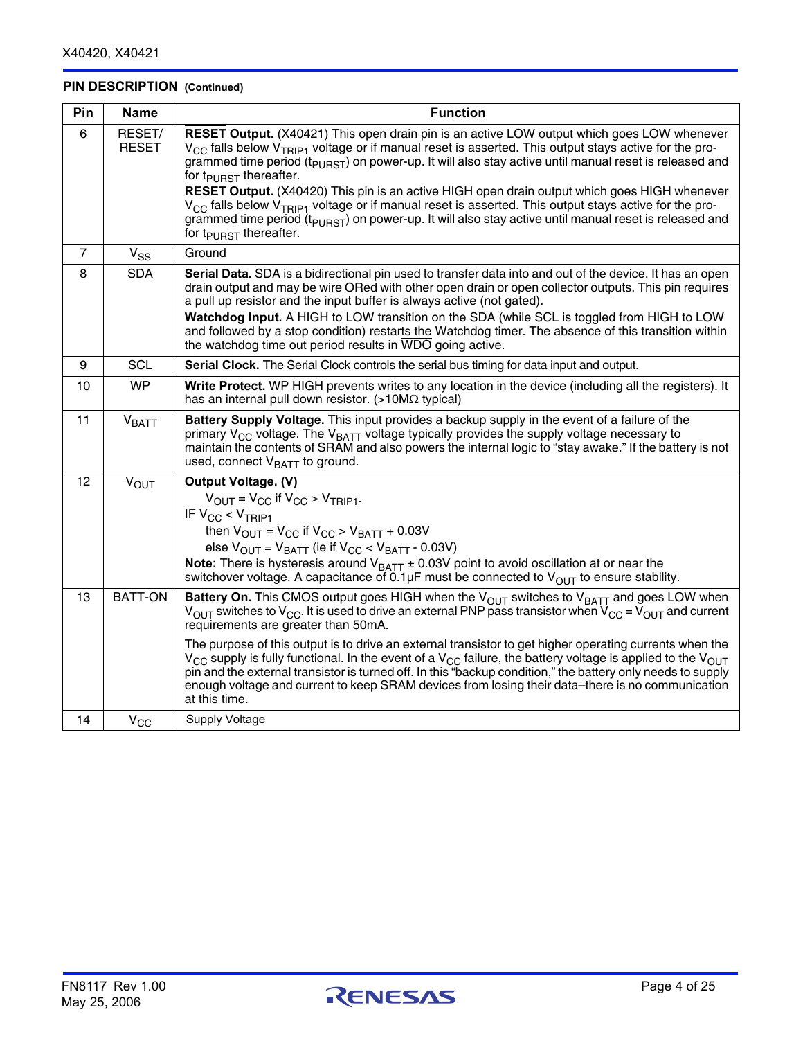## PIN DESCRIPTION (Continued)

| Pin | Name | Function |
|---|---|---|
| 6 | $\overline{RESET}$/ RESET | **$\overline{RESET}$ Output.** (X40421) This open drain pin is an active LOW output which goes LOW whenever $V_{CC}$ falls below $V_{TRIP1}$ voltage or if manual reset is asserted. This output stays active for the programmed time period ($t_{PURST}$) on power-up. It will also stay active until manual reset is released and for $t_{PURST}$ thereafter.<br>**RESET Output.** (X40420) This pin is an active HIGH open drain output which goes HIGH whenever $V_{CC}$ falls below $V_{TRIP1}$ voltage or if manual reset is asserted. This output stays active for the programmed time period ($t_{PURST}$) on power-up. It will also stay active until manual reset is released and for $t_{PURST}$ thereafter. |
| 7 | $V_{SS}$ | Ground |
| 8 | SDA | **Serial Data.** SDA is a bidirectional pin used to transfer data into and out of the device. It has an open drain output and may be wire ORed with other open drain or open collector outputs. This pin requires a pull up resistor and the input buffer is always active (not gated).<br>**Watchdog Input.** A HIGH to LOW transition on the SDA (while SCL is toggled from HIGH to LOW and followed by a stop condition) restarts the Watchdog timer. The absence of this transition within the watchdog time out period results in $\overline{WDO}$ going active. |
| 9 | SCL | **Serial Clock.** The Serial Clock controls the serial bus timing for data input and output. |
| 10 | WP | **Write Protect.** WP HIGH prevents writes to any location in the device (including all the registers). It has an internal pull down resistor. (>10MΩ typical) |
| 11 | $V_{BATT}$ | **Battery Supply Voltage.** This input provides a backup supply in the event of a failure of the primary $V_{CC}$ voltage. The $V_{BATT}$ voltage typically provides the supply voltage necessary to maintain the contents of SRAM and also powers the internal logic to "stay awake." If the battery is not used, connect $V_{BATT}$ to ground. |
| 12 | $V_{OUT}$ | **Output Voltage. (V)**<br>$V_{OUT} = V_{CC}$ if $V_{CC} > V_{TRIP1}$.<br>IF $V_{CC} < V_{TRIP1}$<br>then $V_{OUT} = V_{CC}$ if $V_{CC} > V_{BATT} + 0.03V$<br>else $V_{OUT} = V_{BATT}$ (ie if $V_{CC} < V_{BATT} - 0.03V$)<br>**Note:** There is hysteresis around $V_{BATT} \pm 0.03V$ point to avoid oscillation at or near the switchover voltage. A capacitance of 0.1µF must be connected to $V_{OUT}$ to ensure stability. |
| 13 | BATT-ON | **Battery On.** This CMOS output goes HIGH when the $V_{OUT}$ switches to $V_{BATT}$ and goes LOW when $V_{OUT}$ switches to $V_{CC}$. It is used to drive an external PNP pass transistor when $V_{CC} = V_{OUT}$ and current requirements are greater than 50mA.<br>The purpose of this output is to drive an external transistor to get higher operating currents when the $V_{CC}$ supply is fully functional. In the event of a $V_{CC}$ failure, the battery voltage is applied to the $V_{OUT}$ pin and the external transistor is turned off. In this "backup condition," the battery only needs to supply enough voltage and current to keep SRAM devices from losing their data–there is no communication at this time. |
| 14 | $V_{CC}$ | Supply Voltage |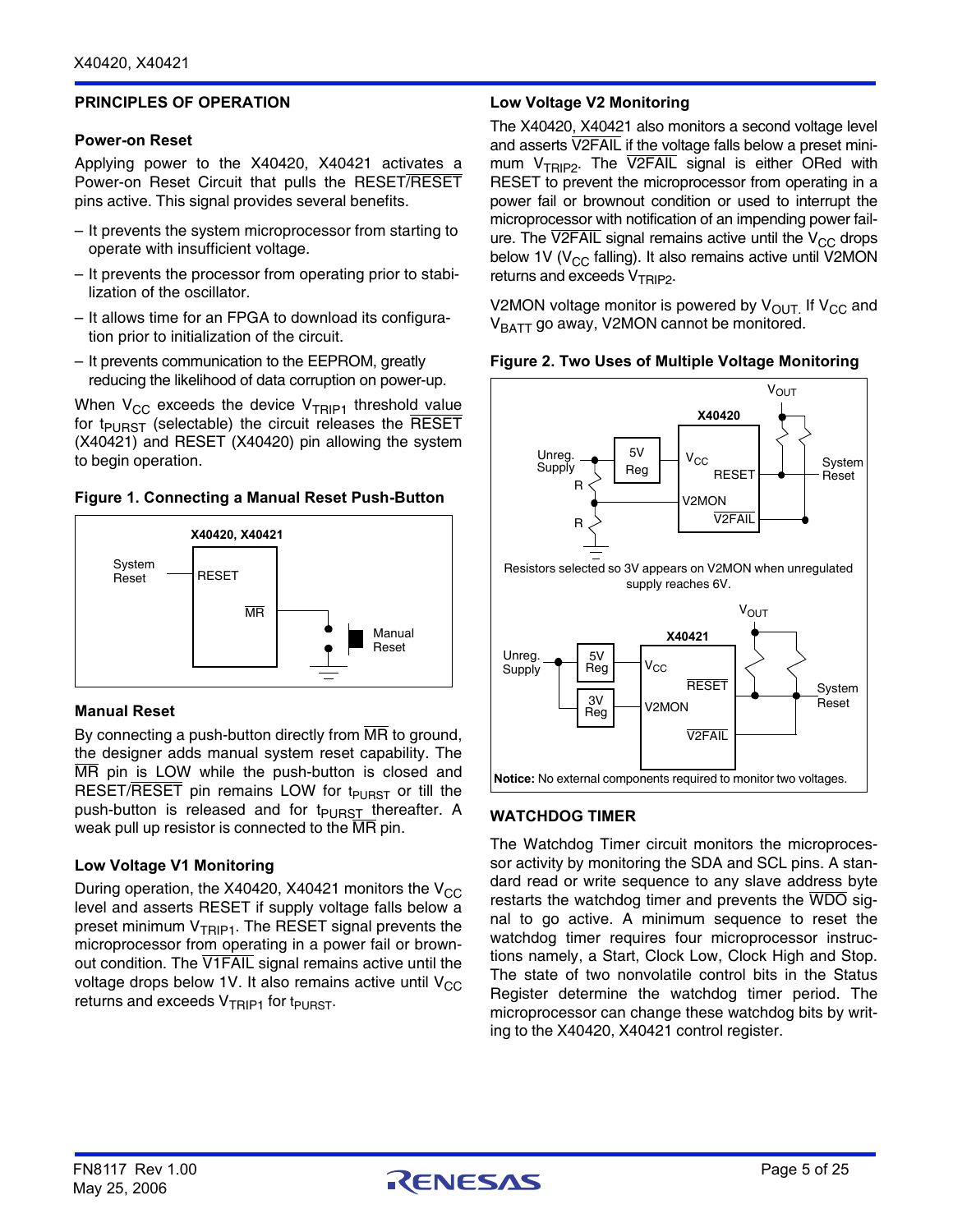## PRINCIPLES OF OPERATION

### Power-on Reset

Applying power to the X40420, X40421 activates a Power-on Reset Circuit that pulls the RESET/$\overline{\text{RESET}}$ pins active. This signal provides several benefits.

- It prevents the system microprocessor from starting to operate with insufficient voltage.
- It prevents the processor from operating prior to stabilization of the oscillator.
- It allows time for an FPGA to download its configuration prior to initialization of the circuit.
- It prevents communication to the EEPROM, greatly reducing the likelihood of data corruption on power-up.

When $V_{CC}$ exceeds the device $V_{TRIP1}$ threshold value for $t_{PURST}$ (selectable) the circuit releases the $\overline{\text{RESET}}$ (X40421) and RESET (X40420) pin allowing the system to begin operation.

**Figure 1. Connecting a Manual Reset Push-Button**

### Manual Reset

By connecting a push-button directly from $\overline{\text{MR}}$ to ground, the designer adds manual system reset capability. The $\overline{\text{MR}}$ pin is LOW while the push-button is closed and RESET/$\overline{\text{RESET}}$ pin remains LOW for $t_{PURST}$ or till the push-button is released and for $t_{PURST}$ thereafter. A weak pull up resistor is connected to the $\overline{\text{MR}}$ pin.

### Low Voltage V1 Monitoring

During operation, the X40420, X40421 monitors the $V_{CC}$ level and asserts RESET if supply voltage falls below a preset minimum $V_{TRIP1}$. The RESET signal prevents the microprocessor from operating in a power fail or brownout condition. The $\overline{\text{V1FAIL}}$ signal remains active until the voltage drops below 1V. It also remains active until $V_{CC}$ returns and exceeds $V_{TRIP1}$ for $t_{PURST}$.

### Low Voltage V2 Monitoring

The X40420, X40421 also monitors a second voltage level and asserts $\overline{\text{V2FAIL}}$ if the voltage falls below a preset minimum $V_{TRIP2}$. The $\overline{\text{V2FAIL}}$ signal is either ORed with RESET to prevent the microprocessor from operating in a power fail or brownout condition or used to interrupt the microprocessor with notification of an impending power failure. The $\overline{\text{V2FAIL}}$ signal remains active until the $V_{CC}$ drops below 1V ($V_{CC}$ falling). It also remains active until V2MON returns and exceeds $V_{TRIP2}$.

V2MON voltage monitor is powered by $V_{OUT}$. If $V_{CC}$ and $V_{BATT}$ go away, V2MON cannot be monitored.

**Figure 2. Two Uses of Multiple Voltage Monitoring**

Resistors selected so 3V appears on V2MON when unregulated supply reaches 6V.

**Notice:** No external components required to monitor two voltages.

## WATCHDOG TIMER

The Watchdog Timer circuit monitors the microprocessor activity by monitoring the SDA and SCL pins. A standard read or write sequence to any slave address byte restarts the watchdog timer and prevents the $\overline{\text{WDO}}$ signal to go active. A minimum sequence to reset the watchdog timer requires four microprocessor instructions namely, a Start, Clock Low, Clock High and Stop. The state of two nonvolatile control bits in the Status Register determine the watchdog timer period. The microprocessor can change these watchdog bits by writing to the X40420, X40421 control register.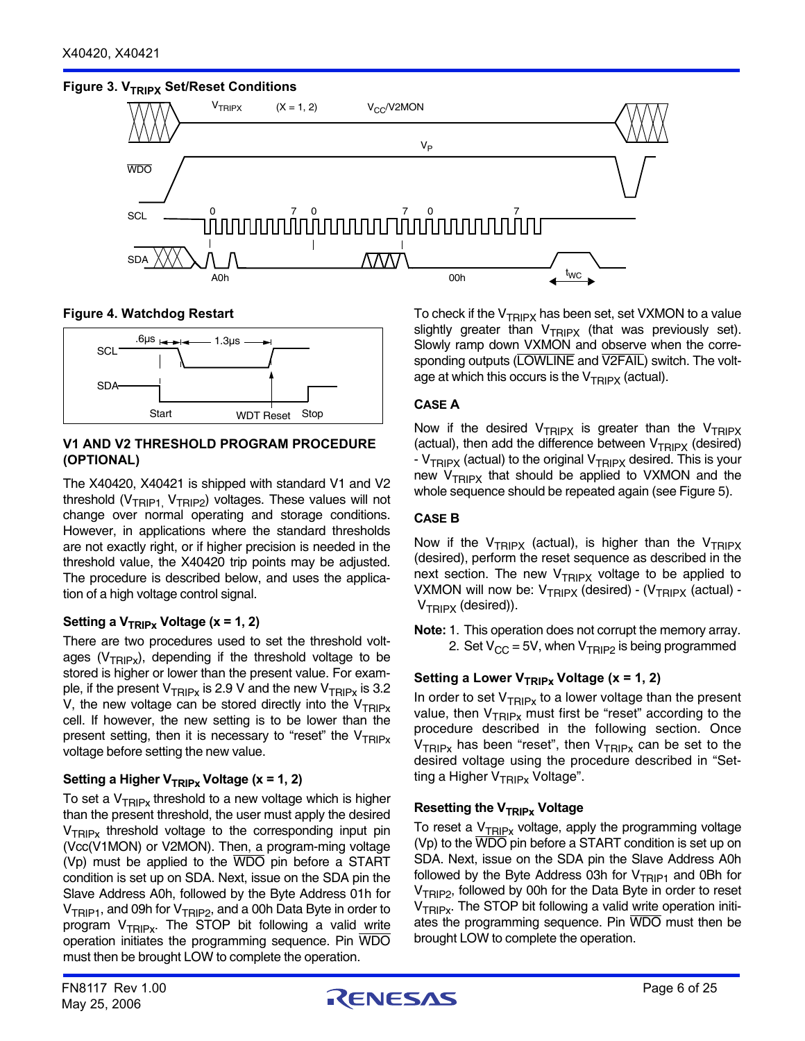**Figure 3. $V_{TRIPX}$ Set/Reset Conditions**

**Figure 4. Watchdog Restart**

### V1 AND V2 THRESHOLD PROGRAM PROCEDURE (OPTIONAL)

The X40420, X40421 is shipped with standard V1 and V2 threshold ($V_{TRIP1}$, $V_{TRIP2}$) voltages. These values will not change over normal operating and storage conditions. However, in applications where the standard thresholds are not exactly right, or if higher precision is needed in the threshold value, the X40420 trip points may be adjusted. The procedure is described below, and uses the application of a high voltage control signal.

#### Setting a $V_{TRIPx}$ Voltage (x = 1, 2)

There are two procedures used to set the threshold voltages ($V_{TRIPx}$), depending if the threshold voltage to be stored is higher or lower than the present value. For example, if the present $V_{TRIPx}$ is 2.9 V and the new $V_{TRIPx}$ is 3.2 V, the new voltage can be stored directly into the $V_{TRIPx}$ cell. If however, the new setting is to be lower than the present setting, then it is necessary to "reset" the $V_{TRIPx}$ voltage before setting the new value.

#### Setting a Higher $V_{TRIPx}$ Voltage (x = 1, 2)

To set a $V_{TRIPx}$ threshold to a new voltage which is higher than the present threshold, the user must apply the desired $V_{TRIPx}$ threshold voltage to the corresponding input pin (Vcc(V1MON) or V2MON). Then, a program-ming voltage (Vp) must be applied to the $\overline{WDO}$ pin before a START condition is set up on SDA. Next, issue on the SDA pin the Slave Address A0h, followed by the Byte Address 01h for $V_{TRIP1}$, and 09h for $V_{TRIP2}$, and a 00h Data Byte in order to program $V_{TRIPx}$. The STOP bit following a valid write operation initiates the programming sequence. Pin $\overline{WDO}$ must then be brought LOW to complete the operation.

To check if the $V_{TRIPX}$ has been set, set VXMON to a value slightly greater than $V_{TRIPX}$ (that was previously set). Slowly ramp down VXMON and observe when the corresponding outputs ($\overline{LOWLINE}$ and $\overline{V2FAIL}$) switch. The voltage at which this occurs is the $V_{TRIPX}$ (actual).

#### CASE A

Now if the desired $V_{TRIPX}$ is greater than the $V_{TRIPX}$ (actual), then add the difference between $V_{TRIPX}$ (desired) - $V_{TRIPX}$ (actual) to the original $V_{TRIPX}$ desired. This is your new $V_{TRIPX}$ that should be applied to VXMON and the whole sequence should be repeated again (see Figure 5).

#### CASE B

Now if the $V_{TRIPX}$ (actual), is higher than the $V_{TRIPX}$ (desired), perform the reset sequence as described in the next section. The new $V_{TRIPX}$ voltage to be applied to VXMON will now be: $V_{TRIPX}$ (desired) - ($V_{TRIPX}$ (actual) - $V_{TRIPX}$ (desired)).

**Note:** 1. This operation does not corrupt the memory array.
2. Set $V_{CC}$ = 5V, when $V_{TRIP2}$ is being programmed

#### Setting a Lower $V_{TRIPx}$ Voltage (x = 1, 2)

In order to set $V_{TRIPx}$ to a lower voltage than the present value, then $V_{TRIPx}$ must first be "reset" according to the procedure described in the following section. Once $V_{TRIPx}$ has been "reset", then $V_{TRIPx}$ can be set to the desired voltage using the procedure described in "Setting a Higher $V_{TRIPx}$ Voltage".

#### Resetting the $V_{TRIPx}$ Voltage

To reset a $V_{TRIPx}$ voltage, apply the programming voltage (Vp) to the $\overline{WDO}$ pin before a START condition is set up on SDA. Next, issue on the SDA pin the Slave Address A0h followed by the Byte Address 03h for $V_{TRIP1}$ and 0Bh for $V_{TRIP2}$, followed by 00h for the Data Byte in order to reset $V_{TRIPx}$. The STOP bit following a valid write operation initiates the programming sequence. Pin $\overline{WDO}$ must then be brought LOW to complete the operation.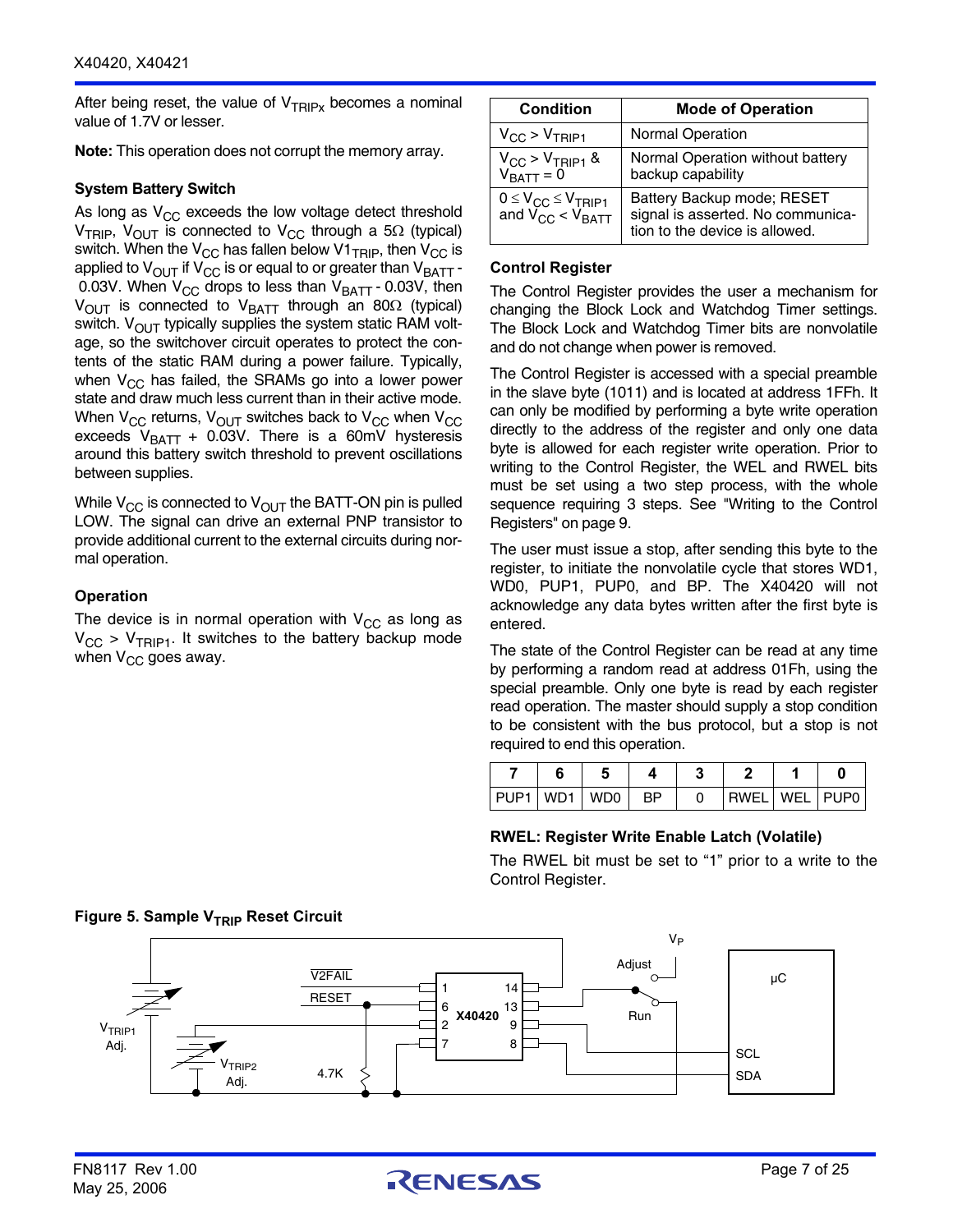After being reset, the value of $V_{TRIPx}$ becomes a nominal value of 1.7V or lesser.

**Note:** This operation does not corrupt the memory array.

### System Battery Switch

As long as $V_{CC}$ exceeds the low voltage detect threshold $V_{TRIP}$, $V_{OUT}$ is connected to $V_{CC}$ through a 5Ω (typical) switch. When the $V_{CC}$ has fallen below $V1_{TRIP}$, then $V_{CC}$ is applied to $V_{OUT}$ if $V_{CC}$ is or equal to or greater than $V_{BATT}$ - 0.03V. When $V_{CC}$ drops to less than $V_{BATT}$ - 0.03V, then $V_{OUT}$ is connected to $V_{BATT}$ through an 80Ω (typical) switch. $V_{OUT}$ typically supplies the system static RAM voltage, so the switchover circuit operates to protect the contents of the static RAM during a power failure. Typically, when $V_{CC}$ has failed, the SRAMs go into a lower power state and draw much less current than in their active mode. When $V_{CC}$ returns, $V_{OUT}$ switches back to $V_{CC}$ when $V_{CC}$ exceeds $V_{BATT}$ + 0.03V. There is a 60mV hysteresis around this battery switch threshold to prevent oscillations between supplies.

While $V_{CC}$ is connected to $V_{OUT}$ the BATT-ON pin is pulled LOW. The signal can drive an external PNP transistor to provide additional current to the external circuits during normal operation.

### Operation

The device is in normal operation with $V_{CC}$ as long as $V_{CC} > V_{TRIP1}$. It switches to the battery backup mode when $V_{CC}$ goes away.

| Condition | Mode of Operation |
|---|---|
| $V_{CC} > V_{TRIP1}$ | Normal Operation |
| $V_{CC} > V_{TRIP1}$ & $V_{BATT} = 0$ | Normal Operation without battery backup capability |
| $0 \leq V_{CC} \leq V_{TRIP1}$ and $V_{CC} < V_{BATT}$ | Battery Backup mode; RESET signal is asserted. No communication to the device is allowed. |

### Control Register

The Control Register provides the user a mechanism for changing the Block Lock and Watchdog Timer settings. The Block Lock and Watchdog Timer bits are nonvolatile and do not change when power is removed.

The Control Register is accessed with a special preamble in the slave byte (1011) and is located at address 1FFh. It can only be modified by performing a byte write operation directly to the address of the register and only one data byte is allowed for each register write operation. Prior to writing to the Control Register, the WEL and RWEL bits must be set using a two step process, with the whole sequence requiring 3 steps. See "Writing to the Control Registers" on page 9.

The user must issue a stop, after sending this byte to the register, to initiate the nonvolatile cycle that stores WD1, WD0, PUP1, PUP0, and BP. The X40420 will not acknowledge any data bytes written after the first byte is entered.

The state of the Control Register can be read at any time by performing a random read at address 01Fh, using the special preamble. Only one byte is read by each register read operation. The master should supply a stop condition to be consistent with the bus protocol, but a stop is not required to end this operation.

| 7 | 6 | 5 | 4 | 3 | 2 | 1 | 0 |
|---|---|---|---|---|---|---|---|
| PUP1 | WD1 | WD0 | BP | 0 | RWEL | WEL | PUP0 |

#### RWEL: Register Write Enable Latch (Volatile)

The RWEL bit must be set to "1" prior to a write to the Control Register.

**Figure 5. Sample $V_{TRIP}$ Reset Circuit**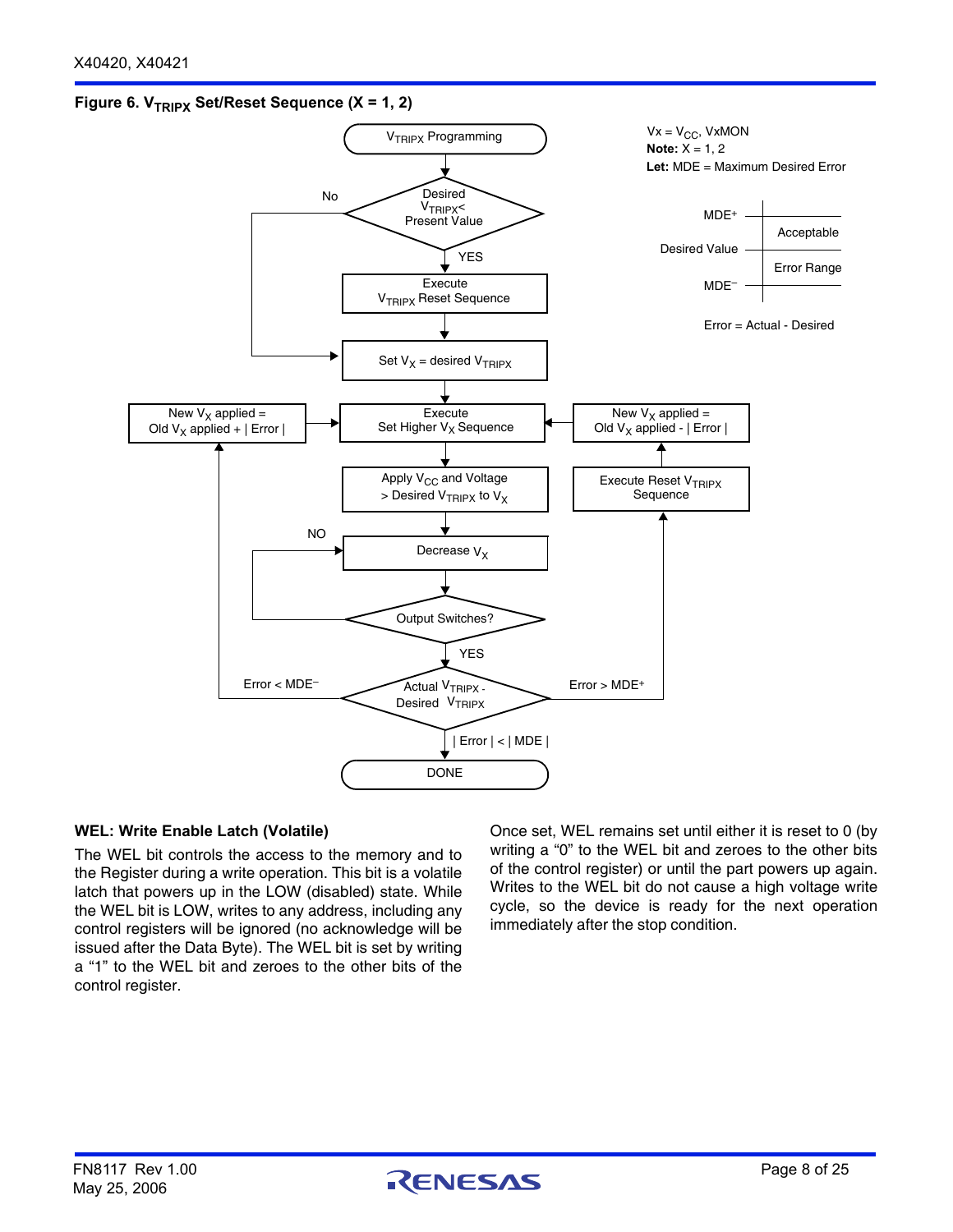**Figure 6. $V_{TRIPX}$ Set/Reset Sequence (X = 1, 2)**

$V_{TRIPX}$ Programming

Desired $V_{TRIPX}$ < Present Value

No

YES

Execute $V_{TRIPX}$ Reset Sequence

Set $V_X$ = desired $V_{TRIPX}$

Execute Set Higher $V_X$ Sequence

New $V_X$ applied = Old $V_X$ applied + | Error |

New $V_X$ applied = Old $V_X$ applied - | Error |

Apply $V_{CC}$ and Voltage > Desired $V_{TRIPX}$ to $V_X$

Execute Reset $V_{TRIPX}$ Sequence

Decrease $V_X$

NO

Output Switches?

YES

Actual $V_{TRIPX}$ - Desired $V_{TRIPX}$

Error < MDE⁻

Error > MDE⁺

| Error | < | MDE |

DONE

Vx = $V_{CC}$, VxMON

**Note:** X = 1, 2

**Let:** MDE = Maximum Desired Error

MDE⁺

Desired Value

MDE⁻

Acceptable

Error Range

Error = Actual - Desired

### WEL: Write Enable Latch (Volatile)

The WEL bit controls the access to the memory and to the Register during a write operation. This bit is a volatile latch that powers up in the LOW (disabled) state. While the WEL bit is LOW, writes to any address, including any control registers will be ignored (no acknowledge will be issued after the Data Byte). The WEL bit is set by writing a "1" to the WEL bit and zeroes to the other bits of the control register.

Once set, WEL remains set until either it is reset to 0 (by writing a "0" to the WEL bit and zeroes to the other bits of the control register) or until the part powers up again. Writes to the WEL bit do not cause a high voltage write cycle, so the device is ready for the next operation immediately after the stop condition.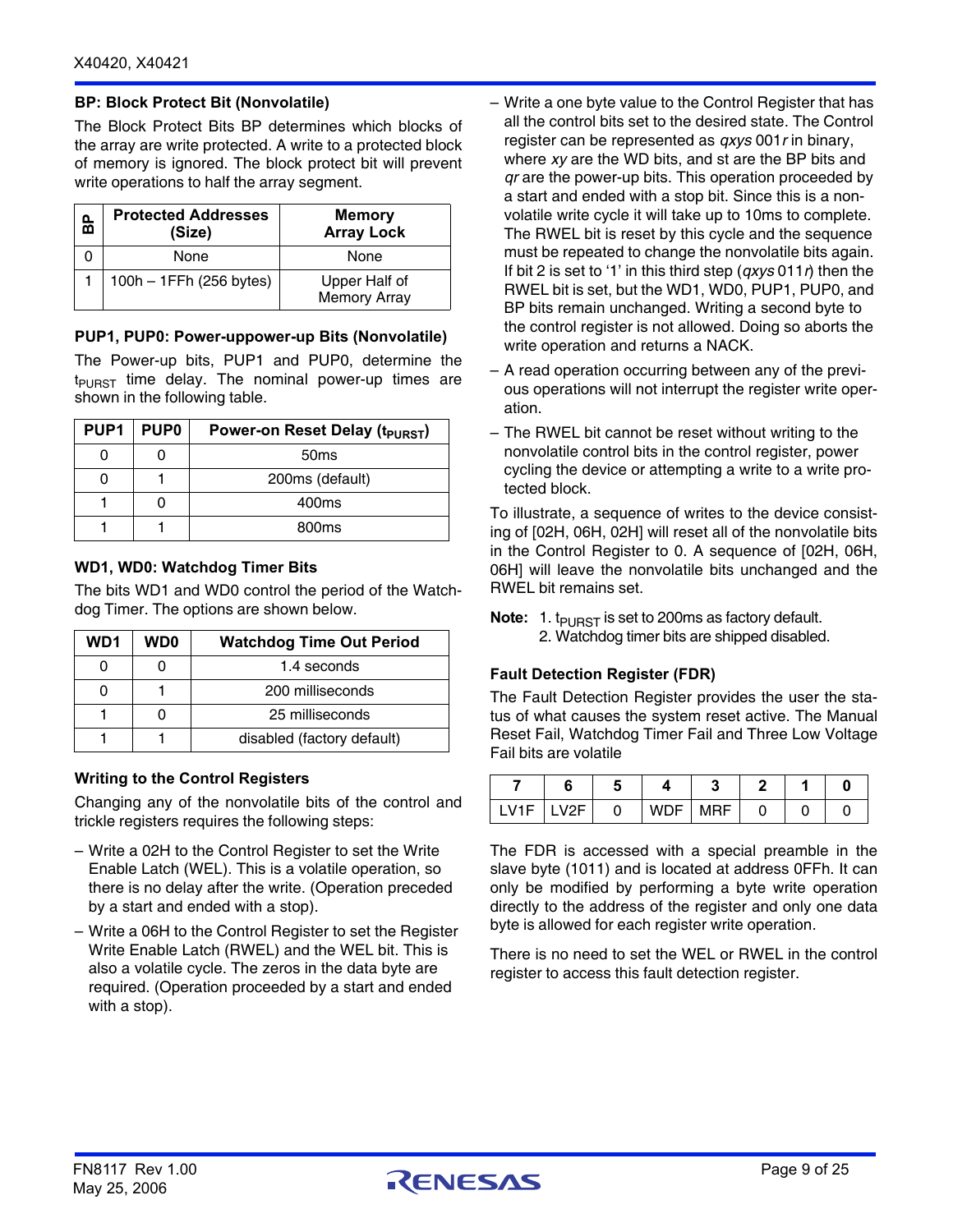### BP: Block Protect Bit (Nonvolatile)

The Block Protect Bits BP determines which blocks of the array are write protected. A write to a protected block of memory is ignored. The block protect bit will prevent write operations to half the array segment.

| BP | Protected Addresses (Size) | Memory Array Lock |
|---|---|---|
| 0 | None | None |
| 1 | 100h – 1FFh (256 bytes) | Upper Half of Memory Array |

### PUP1, PUP0: Power-uppower-up Bits (Nonvolatile)

The Power-up bits, PUP1 and PUP0, determine the $t_{PURST}$ time delay. The nominal power-up times are shown in the following table.

| PUP1 | PUP0 | Power-on Reset Delay ($t_{PURST}$) |
|---|---|---|
| 0 | 0 | 50ms |
| 0 | 1 | 200ms (default) |
| 1 | 0 | 400ms |
| 1 | 1 | 800ms |

### WD1, WD0: Watchdog Timer Bits

The bits WD1 and WD0 control the period of the Watchdog Timer. The options are shown below.

| WD1 | WD0 | Watchdog Time Out Period |
|---|---|---|
| 0 | 0 | 1.4 seconds |
| 0 | 1 | 200 milliseconds |
| 1 | 0 | 25 milliseconds |
| 1 | 1 | disabled (factory default) |

### Writing to the Control Registers

Changing any of the nonvolatile bits of the control and trickle registers requires the following steps:

- Write a 02H to the Control Register to set the Write Enable Latch (WEL). This is a volatile operation, so there is no delay after the write. (Operation preceded by a start and ended with a stop).
- Write a 06H to the Control Register to set the Register Write Enable Latch (RWEL) and the WEL bit. This is also a volatile cycle. The zeros in the data byte are required. (Operation proceeded by a start and ended with a stop).
- Write a one byte value to the Control Register that has all the control bits set to the desired state. The Control register can be represented as *qxys* 001*r* in binary, where *xy* are the WD bits, and st are the BP bits and *qr* are the power-up bits. This operation proceeded by a start and ended with a stop bit. Since this is a nonvolatile write cycle it will take up to 10ms to complete. The RWEL bit is reset by this cycle and the sequence must be repeated to change the nonvolatile bits again. If bit 2 is set to '1' in this third step (*qxys* 011*r*) then the RWEL bit is set, but the WD1, WD0, PUP1, PUP0, and BP bits remain unchanged. Writing a second byte to the control register is not allowed. Doing so aborts the write operation and returns a NACK.
- A read operation occurring between any of the previous operations will not interrupt the register write operation.
- The RWEL bit cannot be reset without writing to the nonvolatile control bits in the control register, power cycling the device or attempting a write to a write protected block.

To illustrate, a sequence of writes to the device consisting of [02H, 06H, 02H] will reset all of the nonvolatile bits in the Control Register to 0. A sequence of [02H, 06H, 06H] will leave the nonvolatile bits unchanged and the RWEL bit remains set.

**Note:** 1. $t_{PURST}$ is set to 200ms as factory default.
2. Watchdog timer bits are shipped disabled.

### Fault Detection Register (FDR)

The Fault Detection Register provides the user the status of what causes the system reset active. The Manual Reset Fail, Watchdog Timer Fail and Three Low Voltage Fail bits are volatile

| 7 | 6 | 5 | 4 | 3 | 2 | 1 | 0 |
|---|---|---|---|---|---|---|---|
| LV1F | LV2F | 0 | WDF | MRF | 0 | 0 | 0 |

The FDR is accessed with a special preamble in the slave byte (1011) and is located at address 0FFh. It can only be modified by performing a byte write operation directly to the address of the register and only one data byte is allowed for each register write operation.

There is no need to set the WEL or RWEL in the control register to access this fault detection register.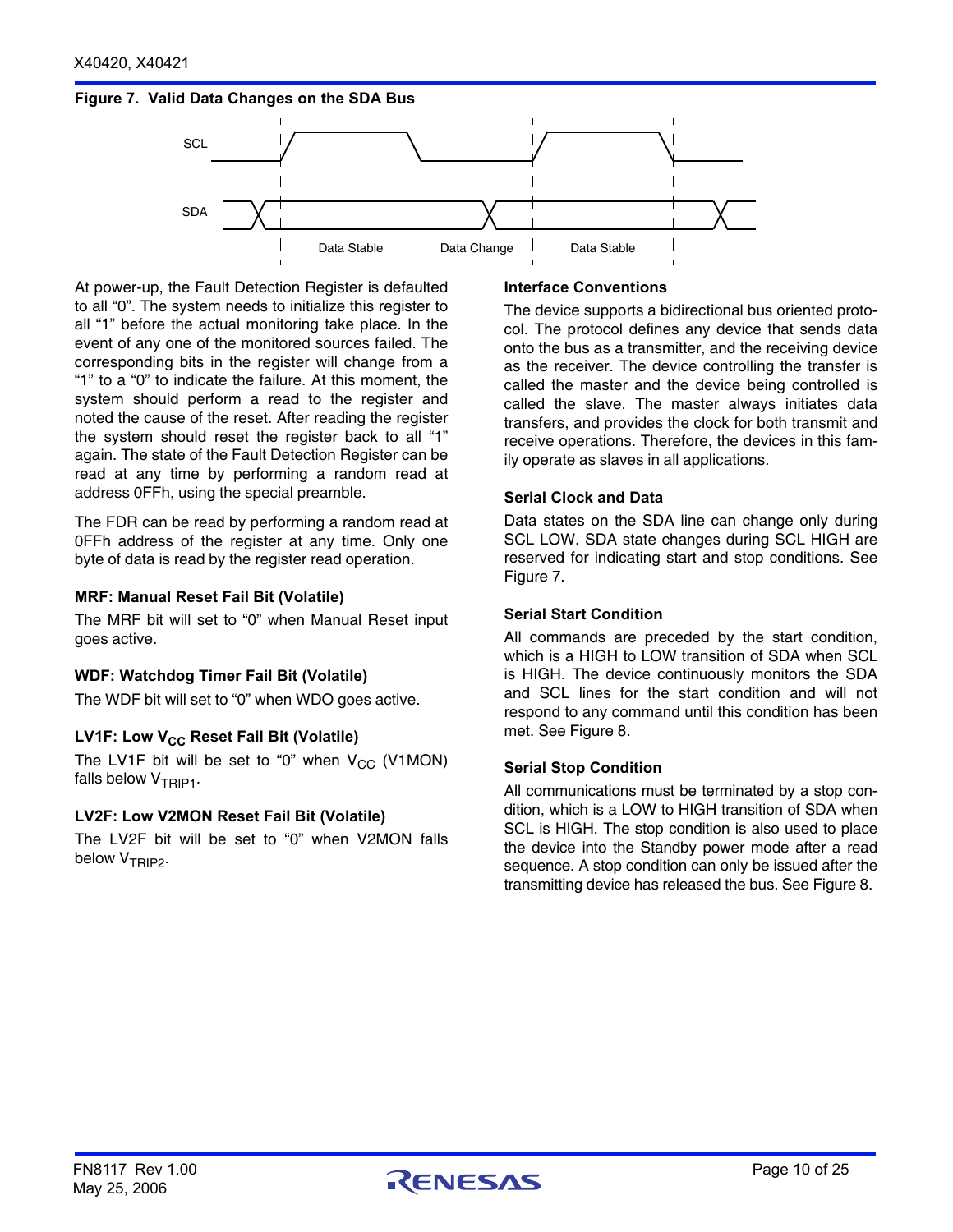**Figure 7. Valid Data Changes on the SDA Bus**

At power-up, the Fault Detection Register is defaulted to all “0”. The system needs to initialize this register to all “1” before the actual monitoring take place. In the event of any one of the monitored sources failed. The corresponding bits in the register will change from a “1” to a “0” to indicate the failure. At this moment, the system should perform a read to the register and noted the cause of the reset. After reading the register the system should reset the register back to all “1” again. The state of the Fault Detection Register can be read at any time by performing a random read at address 0FFh, using the special preamble.

The FDR can be read by performing a random read at 0FFh address of the register at any time. Only one byte of data is read by the register read operation.

#### MRF: Manual Reset Fail Bit (Volatile)

The MRF bit will set to “0” when Manual Reset input goes active.

#### WDF: Watchdog Timer Fail Bit (Volatile)

The WDF bit will set to “0” when WDO goes active.

#### LV1F: Low $V_{CC}$ Reset Fail Bit (Volatile)

The LV1F bit will be set to “0” when $V_{CC}$ (V1MON) falls below $V_{TRIP1}$.

#### LV2F: Low V2MON Reset Fail Bit (Volatile)

The LV2F bit will be set to “0” when V2MON falls below $V_{TRIP2}$.

#### Interface Conventions

The device supports a bidirectional bus oriented protocol. The protocol defines any device that sends data onto the bus as a transmitter, and the receiving device as the receiver. The device controlling the transfer is called the master and the device being controlled is called the slave. The master always initiates data transfers, and provides the clock for both transmit and receive operations. Therefore, the devices in this family operate as slaves in all applications.

#### Serial Clock and Data

Data states on the SDA line can change only during SCL LOW. SDA state changes during SCL HIGH are reserved for indicating start and stop conditions. See Figure 7.

#### Serial Start Condition

All commands are preceded by the start condition, which is a HIGH to LOW transition of SDA when SCL is HIGH. The device continuously monitors the SDA and SCL lines for the start condition and will not respond to any command until this condition has been met. See Figure 8.

#### Serial Stop Condition

All communications must be terminated by a stop condition, which is a LOW to HIGH transition of SDA when SCL is HIGH. The stop condition is also used to place the device into the Standby power mode after a read sequence. A stop condition can only be issued after the transmitting device has released the bus. See Figure 8.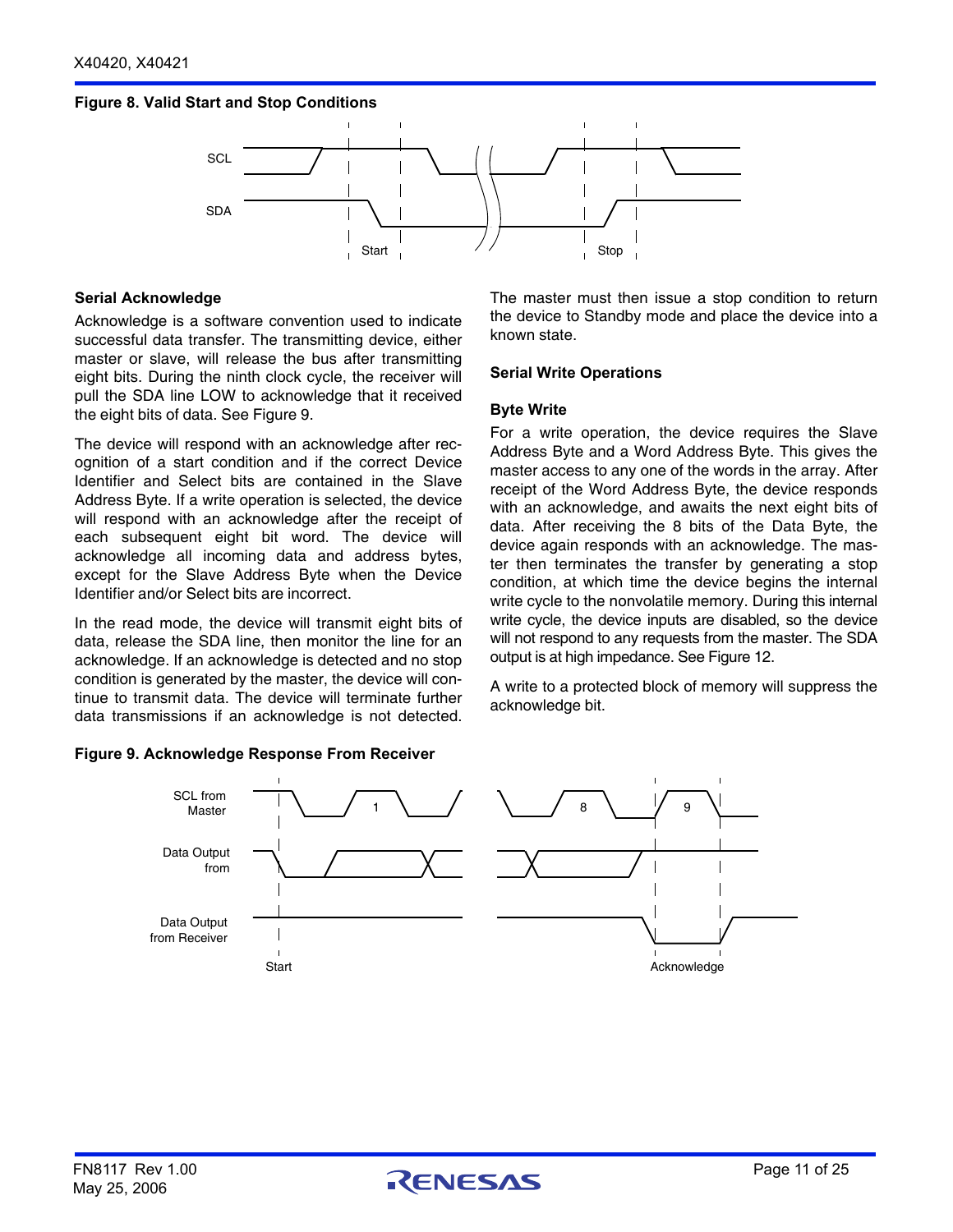**Figure 8. Valid Start and Stop Conditions**

### Serial Acknowledge

Acknowledge is a software convention used to indicate successful data transfer. The transmitting device, either master or slave, will release the bus after transmitting eight bits. During the ninth clock cycle, the receiver will pull the SDA line LOW to acknowledge that it received the eight bits of data. See Figure 9.

The device will respond with an acknowledge after recognition of a start condition and if the correct Device Identifier and Select bits are contained in the Slave Address Byte. If a write operation is selected, the device will respond with an acknowledge after the receipt of each subsequent eight bit word. The device will acknowledge all incoming data and address bytes, except for the Slave Address Byte when the Device Identifier and/or Select bits are incorrect.

In the read mode, the device will transmit eight bits of data, release the SDA line, then monitor the line for an acknowledge. If an acknowledge is detected and no stop condition is generated by the master, the device will continue to transmit data. The device will terminate further data transmissions if an acknowledge is not detected. The master must then issue a stop condition to return the device to Standby mode and place the device into a known state.

### Serial Write Operations

#### Byte Write

For a write operation, the device requires the Slave Address Byte and a Word Address Byte. This gives the master access to any one of the words in the array. After receipt of the Word Address Byte, the device responds with an acknowledge, and awaits the next eight bits of data. After receiving the 8 bits of the Data Byte, the device again responds with an acknowledge. The master then terminates the transfer by generating a stop condition, at which time the device begins the internal write cycle to the nonvolatile memory. During this internal write cycle, the device inputs are disabled, so the device will not respond to any requests from the master. The SDA output is at high impedance. See Figure 12.

A write to a protected block of memory will suppress the acknowledge bit.

**Figure 9. Acknowledge Response From Receiver**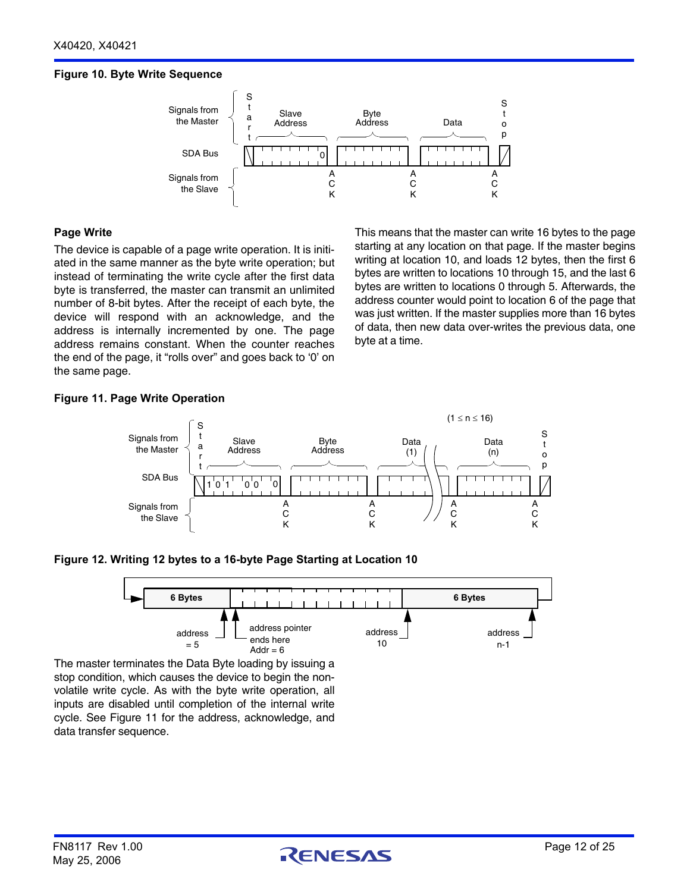**Figure 10. Byte Write Sequence**

**Page Write**

The device is capable of a page write operation. It is initiated in the same manner as the byte write operation; but instead of terminating the write cycle after the first data byte is transferred, the master can transmit an unlimited number of 8-bit bytes. After the receipt of each byte, the device will respond with an acknowledge, and the address is internally incremented by one. The page address remains constant. When the counter reaches the end of the page, it "rolls over" and goes back to '0' on the same page.

This means that the master can write 16 bytes to the page starting at any location on that page. If the master begins writing at location 10, and loads 12 bytes, then the first 6 bytes are written to locations 10 through 15, and the last 6 bytes are written to locations 0 through 5. Afterwards, the address counter would point to location 6 of the page that was just written. If the master supplies more than 16 bytes of data, then new data over-writes the previous data, one byte at a time.

**Figure 11. Page Write Operation**

**Figure 12. Writing 12 bytes to a 16-byte Page Starting at Location 10**

The master terminates the Data Byte loading by issuing a stop condition, which causes the device to begin the nonvolatile write cycle. As with the byte write operation, all inputs are disabled until completion of the internal write cycle. See Figure 11 for the address, acknowledge, and data transfer sequence.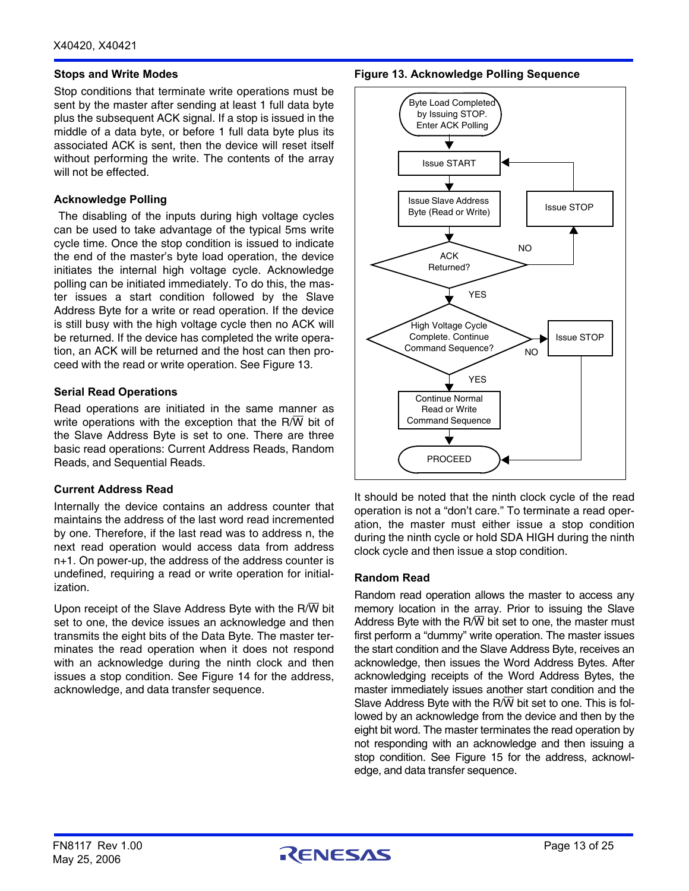### Stops and Write Modes

Stop conditions that terminate write operations must be sent by the master after sending at least 1 full data byte plus the subsequent ACK signal. If a stop is issued in the middle of a data byte, or before 1 full data byte plus its associated ACK is sent, then the device will reset itself without performing the write. The contents of the array will not be effected.

### Acknowledge Polling

The disabling of the inputs during high voltage cycles can be used to take advantage of the typical 5ms write cycle time. Once the stop condition is issued to indicate the end of the master's byte load operation, the device initiates the internal high voltage cycle. Acknowledge polling can be initiated immediately. To do this, the master issues a start condition followed by the Slave Address Byte for a write or read operation. If the device is still busy with the high voltage cycle then no ACK will be returned. If the device has completed the write operation, an ACK will be returned and the host can then proceed with the read or write operation. See Figure 13.

### Serial Read Operations

Read operations are initiated in the same manner as write operations with the exception that the R/$\overline{W}$ bit of the Slave Address Byte is set to one. There are three basic read operations: Current Address Reads, Random Reads, and Sequential Reads.

### Current Address Read

Internally the device contains an address counter that maintains the address of the last word read incremented by one. Therefore, if the last read was to address n, the next read operation would access data from address n+1. On power-up, the address of the address counter is undefined, requiring a read or write operation for initialization.

Upon receipt of the Slave Address Byte with the R/$\overline{W}$ bit set to one, the device issues an acknowledge and then transmits the eight bits of the Data Byte. The master terminates the read operation when it does not respond with an acknowledge during the ninth clock and then issues a stop condition. See Figure 14 for the address, acknowledge, and data transfer sequence.

**Figure 13. Acknowledge Polling Sequence**

It should be noted that the ninth clock cycle of the read operation is not a "don't care." To terminate a read operation, the master must either issue a stop condition during the ninth cycle or hold SDA HIGH during the ninth clock cycle and then issue a stop condition.

### Random Read

Random read operation allows the master to access any memory location in the array. Prior to issuing the Slave Address Byte with the R/$\overline{W}$ bit set to one, the master must first perform a "dummy" write operation. The master issues the start condition and the Slave Address Byte, receives an acknowledge, then issues the Word Address Bytes. After acknowledging receipts of the Word Address Bytes, the master immediately issues another start condition and the Slave Address Byte with the R/$\overline{W}$ bit set to one. This is followed by an acknowledge from the device and then by the eight bit word. The master terminates the read operation by not responding with an acknowledge and then issuing a stop condition. See Figure 15 for the address, acknowledge, and data transfer sequence.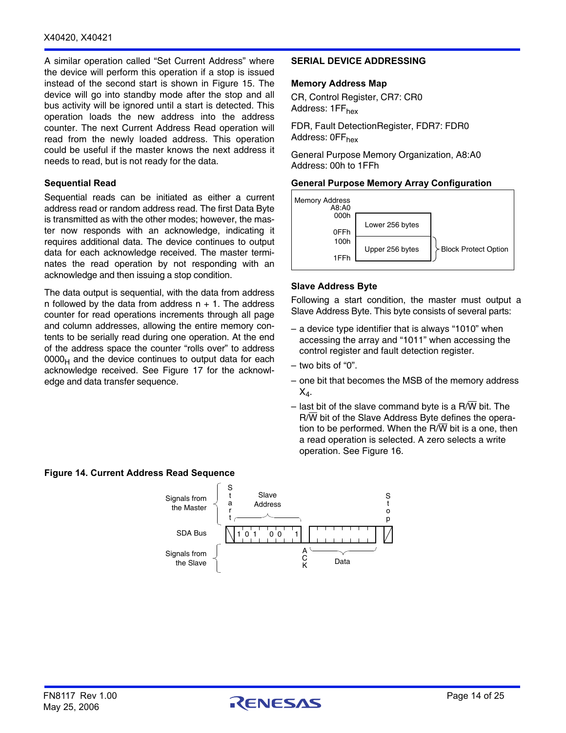A similar operation called "Set Current Address" where the device will perform this operation if a stop is issued instead of the second start is shown in Figure 15. The device will go into standby mode after the stop and all bus activity will be ignored until a start is detected. This operation loads the new address into the address counter. The next Current Address Read operation will read from the newly loaded address. This operation could be useful if the master knows the next address it needs to read, but is not ready for the data.

### Sequential Read

Sequential reads can be initiated as either a current address read or random address read. The first Data Byte is transmitted as with the other modes; however, the master now responds with an acknowledge, indicating it requires additional data. The device continues to output data for each acknowledge received. The master terminates the read operation by not responding with an acknowledge and then issuing a stop condition.

The data output is sequential, with the data from address n followed by the data from address n + 1. The address counter for read operations increments through all page and column addresses, allowing the entire memory contents to be serially read during one operation. At the end of the address space the counter "rolls over" to address $0000_H$ and the device continues to output data for each acknowledge received. See Figure 17 for the acknowledge and data transfer sequence.

## SERIAL DEVICE ADDRESSING

### Memory Address Map

CR, Control Register, CR7: CR0
Address: $1FF_{hex}$

FDR, Fault DetectionRegister, FDR7: FDR0
Address: $0FF_{hex}$

General Purpose Memory Organization, A8:A0
Address: 00h to 1FFh

### General Purpose Memory Array Configuration

| Memory Address A8:A0 | | |
|---|---|---|
| 000h – 0FFh | Lower 256 bytes | |
| 100h – 1FFh | Upper 256 bytes | Block Protect Option |

### Slave Address Byte

Following a start condition, the master must output a Slave Address Byte. This byte consists of several parts:

– a device type identifier that is always "1010" when accessing the array and "1011" when accessing the control register and fault detection register.

– two bits of "0".

– one bit that becomes the MSB of the memory address $X_4$.

– last bit of the slave command byte is a R/$\overline{W}$ bit. The R/$\overline{W}$ bit of the Slave Address Byte defines the operation to be performed. When the R/$\overline{W}$ bit is a one, then a read operation is selected. A zero selects a write operation. See Figure 16.

**Figure 14. Current Address Read Sequence**

Signals from the Master: Start, Slave Address, Stop
SDA Bus: 1 0 1 0 0 1
Signals from the Slave: ACK, Data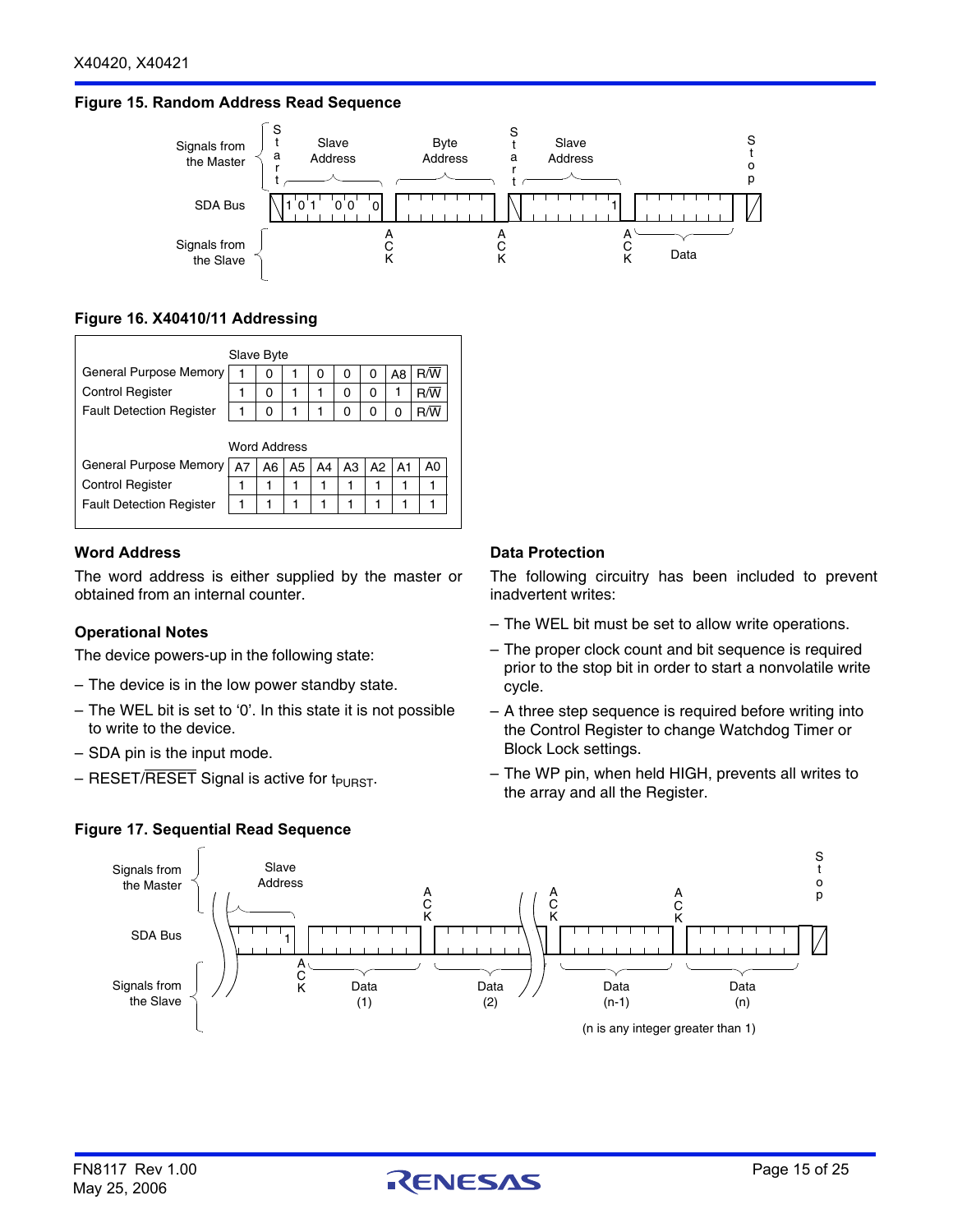**Figure 15. Random Address Read Sequence**

**Figure 16. X40410/11 Addressing**

| | Slave Byte | | | | | | | |
|---|---|---|---|---|---|---|---|---|
| General Purpose Memory | 1 | 0 | 1 | 0 | 0 | 0 | A8 | R/$\overline{W}$ |
| Control Register | 1 | 0 | 1 | 1 | 0 | 0 | 1 | R/$\overline{W}$ |
| Fault Detection Register | 1 | 0 | 1 | 1 | 0 | 0 | 0 | R/$\overline{W}$ |

| | Word Address | | | | | | | |
|---|---|---|---|---|---|---|---|---|
| General Purpose Memory | A7 | A6 | A5 | A4 | A3 | A2 | A1 | A0 |
| Control Register | 1 | 1 | 1 | 1 | 1 | 1 | 1 | 1 |
| Fault Detection Register | 1 | 1 | 1 | 1 | 1 | 1 | 1 | 1 |

### Word Address

The word address is either supplied by the master or obtained from an internal counter.

### Operational Notes

The device powers-up in the following state:

– The device is in the low power standby state.

– The WEL bit is set to '0'. In this state it is not possible to write to the device.

– SDA pin is the input mode.

– RESET/$\overline{\text{RESET}}$ Signal is active for $t_{PURST}$.

### Data Protection

The following circuitry has been included to prevent inadvertent writes:

– The WEL bit must be set to allow write operations.

– The proper clock count and bit sequence is required prior to the stop bit in order to start a nonvolatile write cycle.

– A three step sequence is required before writing into the Control Register to change Watchdog Timer or Block Lock settings.

– The WP pin, when held HIGH, prevents all writes to the array and all the Register.

**Figure 17. Sequential Read Sequence**

(n is any integer greater than 1)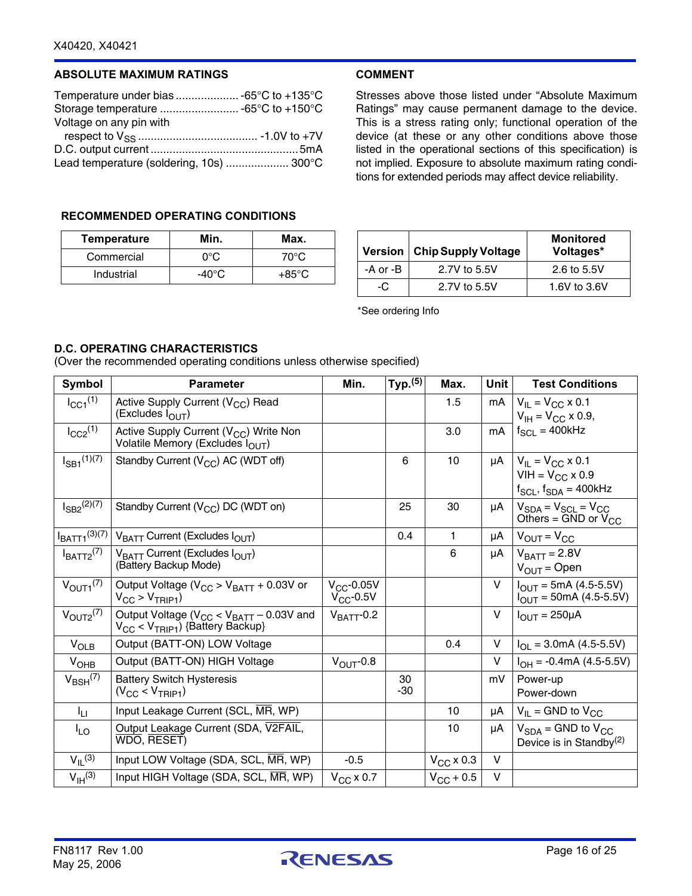## ABSOLUTE MAXIMUM RATINGS

Temperature under bias .................... -65°C to +135°C
Storage temperature ......................... -65°C to +150°C
Voltage on any pin with
respect to $V_{SS}$ ...................................... -1.0V to +7V
D.C. output current ............................................... 5mA
Lead temperature (soldering, 10s) .................... 300°C

## COMMENT

Stresses above those listed under “Absolute Maximum Ratings” may cause permanent damage to the device. This is a stress rating only; functional operation of the device (at these or any other conditions above those listed in the operational sections of this specification) is not implied. Exposure to absolute maximum rating conditions for extended periods may affect device reliability.

## RECOMMENDED OPERATING CONDITIONS

| Temperature | Min. | Max. |
|---|---|---|
| Commercial | 0°C | 70°C |
| Industrial | -40°C | +85°C |

| Version | Chip Supply Voltage | Monitored Voltages* |
|---|---|---|
| -A or -B | 2.7V to 5.5V | 2.6 to 5.5V |
| -C | 2.7V to 5.5V | 1.6V to 3.6V |

*See ordering Info

## D.C. OPERATING CHARACTERISTICS

(Over the recommended operating conditions unless otherwise specified)

| Symbol | Parameter | Min. | Typ.(5) | Max. | Unit | Test Conditions |
|---|---|---|---|---|---|---|
| $I_{CC1}$(1) | Active Supply Current ($V_{CC}$) Read (Excludes $I_{OUT}$) | | | 1.5 | mA | $V_{IL} = V_{CC}$ x 0.1 $V_{IH} = V_{CC}$ x 0.9, $f_{SCL}$ = 400kHz |
| $I_{CC2}$(1) | Active Supply Current ($V_{CC}$) Write Non Volatile Memory (Excludes $I_{OUT}$) | | | 3.0 | mA | |
| $I_{SB1}$(1)(7) | Standby Current ($V_{CC}$) AC (WDT off) | | 6 | 10 | µA | $V_{IL} = V_{CC}$ x 0.1 VIH = $V_{CC}$ x 0.9 $f_{SCL}$, $f_{SDA}$ = 400kHz |
| $I_{SB2}$(2)(7) | Standby Current ($V_{CC}$) DC (WDT on) | | 25 | 30 | µA | $V_{SDA} = V_{SCL} = V_{CC}$ Others = GND or $V_{CC}$ |
| $I_{BATT1}$(3)(7) | $V_{BATT}$ Current (Excludes $I_{OUT}$) | | 0.4 | 1 | µA | $V_{OUT} = V_{CC}$ |
| $I_{BATT2}$(7) | $V_{BATT}$ Current (Excludes $I_{OUT}$) (Battery Backup Mode) | | | 6 | µA | $V_{BATT}$ = 2.8V $V_{OUT}$ = Open |
| $V_{OUT1}$(7) | Output Voltage ($V_{CC} > V_{BATT}$ + 0.03V or $V_{CC} > V_{TRIP1}$) | $V_{CC}$-0.05V $V_{CC}$-0.5V | | | V | $I_{OUT}$ = 5mA (4.5-5.5V) $I_{OUT}$ = 50mA (4.5-5.5V) |
| $V_{OUT2}$(7) | Output Voltage ($V_{CC} < V_{BATT}$ – 0.03V and $V_{CC} < V_{TRIP1}$) {Battery Backup} | $V_{BATT}$-0.2 | | | V | $I_{OUT}$ = 250µA |
| $V_{OLB}$ | Output (BATT-ON) LOW Voltage | | | 0.4 | V | $I_{OL}$ = 3.0mA (4.5-5.5V) |
| $V_{OHB}$ | Output (BATT-ON) HIGH Voltage | $V_{OUT}$-0.8 | | | V | $I_{OH}$ = -0.4mA (4.5-5.5V) |
| $V_{BSH}$(7) | Battery Switch Hysteresis ($V_{CC} < V_{TRIP1}$) | | 30 -30 | | mV | Power-up Power-down |
| $I_{LI}$ | Input Leakage Current (SCL, $\overline{MR}$, WP) | | | 10 | µA | $V_{IL}$ = GND to $V_{CC}$ |
| $I_{LO}$ | Output Leakage Current (SDA, $\overline{V2FAIL}$, $\overline{WDO}$, $\overline{RESET}$) | | | 10 | µA | $V_{SDA}$ = GND to $V_{CC}$ Device is in Standby(2) |
| $V_{IL}$(3) | Input LOW Voltage (SDA, SCL, $\overline{MR}$, WP) | -0.5 | | $V_{CC}$ x 0.3 | V | |
| $V_{IH}$(3) | Input HIGH Voltage (SDA, SCL, $\overline{MR}$, WP) | $V_{CC}$ x 0.7 | | $V_{CC}$ + 0.5 | V | |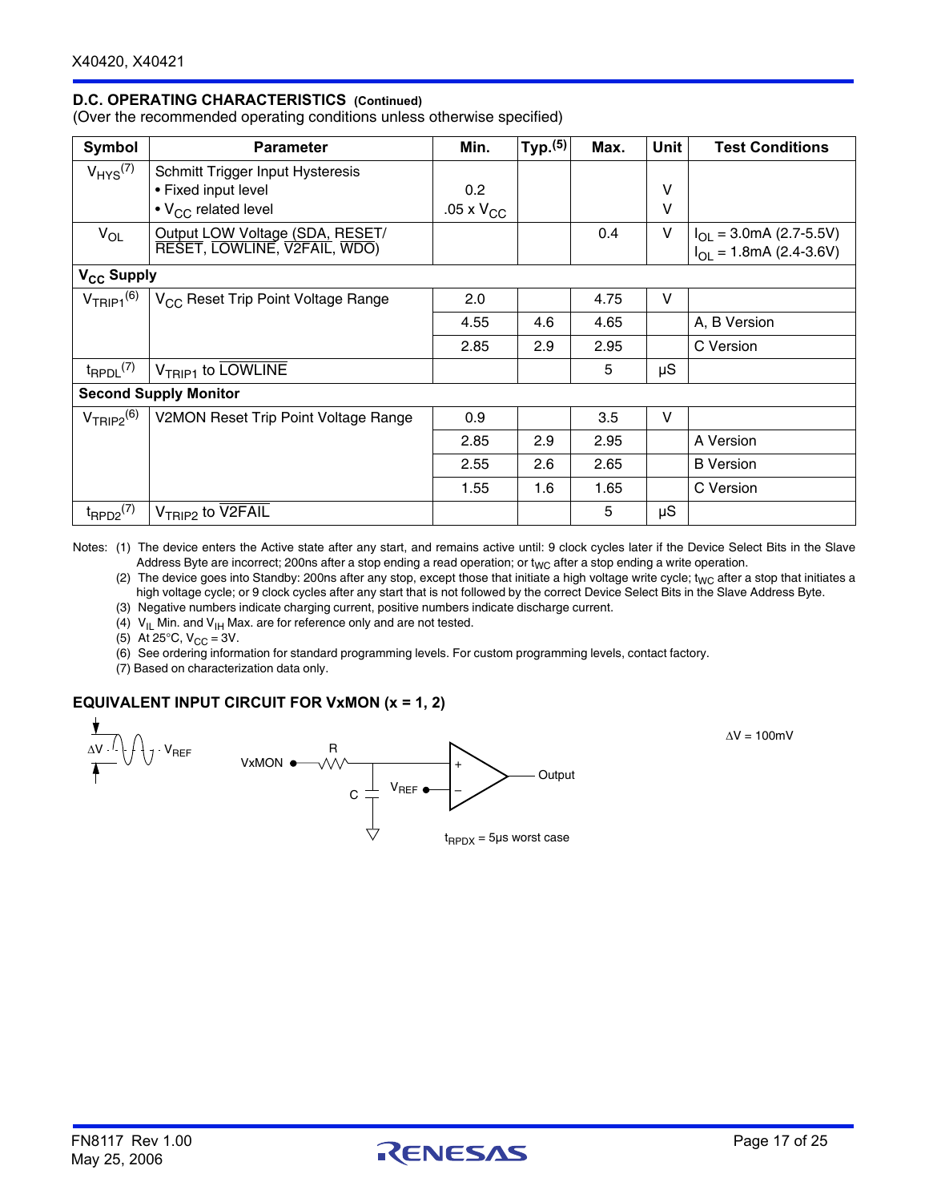### D.C. OPERATING CHARACTERISTICS (Continued)

(Over the recommended operating conditions unless otherwise specified)

| Symbol | Parameter | Min. | Typ.(5) | Max. | Unit | Test Conditions |
|---|---|---|---|---|---|---|
| $V_{HYS}$(7) | Schmitt Trigger Input Hysteresis<br>• Fixed input level<br>• $V_{CC}$ related level | <br>0.2<br>.05 x $V_{CC}$ | | | <br>V<br>V | |
| $V_{OL}$ | Output LOW Voltage (SDA, RESET/ $\overline{RESET}$, $\overline{LOWLINE}$, $\overline{V2FAIL}$, $\overline{WDO}$) | | | 0.4 | V | $I_{OL}$ = 3.0mA (2.7-5.5V)<br>$I_{OL}$ = 1.8mA (2.4-3.6V) |
| **$V_{CC}$ Supply** | | | | | | |
| $V_{TRIP1}$(6) | $V_{CC}$ Reset Trip Point Voltage Range | 2.0 | | 4.75 | V | |
| | | 4.55 | 4.6 | 4.65 | | A, B Version |
| | | 2.85 | 2.9 | 2.95 | | C Version |
| $t_{RPDL}$(7) | $V_{TRIP1}$ to $\overline{LOWLINE}$ | | | 5 | µS | |
| **Second Supply Monitor** | | | | | | |
| $V_{TRIP2}$(6) | V2MON Reset Trip Point Voltage Range | 0.9 | | 3.5 | V | |
| | | 2.85 | 2.9 | 2.95 | | A Version |
| | | 2.55 | 2.6 | 2.65 | | B Version |
| | | 1.55 | 1.6 | 1.65 | | C Version |
| $t_{RPD2}$(7) | $V_{TRIP2}$ to $\overline{V2FAIL}$ | | | 5 | µS | |

Notes: (1) The device enters the Active state after any start, and remains active until: 9 clock cycles later if the Device Select Bits in the Slave Address Byte are incorrect; 200ns after a stop ending a read operation; or $t_{WC}$ after a stop ending a write operation.

(2) The device goes into Standby: 200ns after any stop, except those that initiate a high voltage write cycle; $t_{WC}$ after a stop that initiates a high voltage cycle; or 9 clock cycles after any start that is not followed by the correct Device Select Bits in the Slave Address Byte.

(3) Negative numbers indicate charging current, positive numbers indicate discharge current.

(4) $V_{IL}$ Min. and $V_{IH}$ Max. are for reference only and are not tested.

(5) At 25°C, $V_{CC}$ = 3V.

(6) See ordering information for standard programming levels. For custom programming levels, contact factory.

(7) Based on characterization data only.

### EQUIVALENT INPUT CIRCUIT FOR VxMON (x = 1, 2)

ΔV · V<sub></sub>REF — VxMON — R — C — $V_{REF}$ — + / − — Output

ΔV = 100mV

$t_{RPDX}$ = 5µs worst case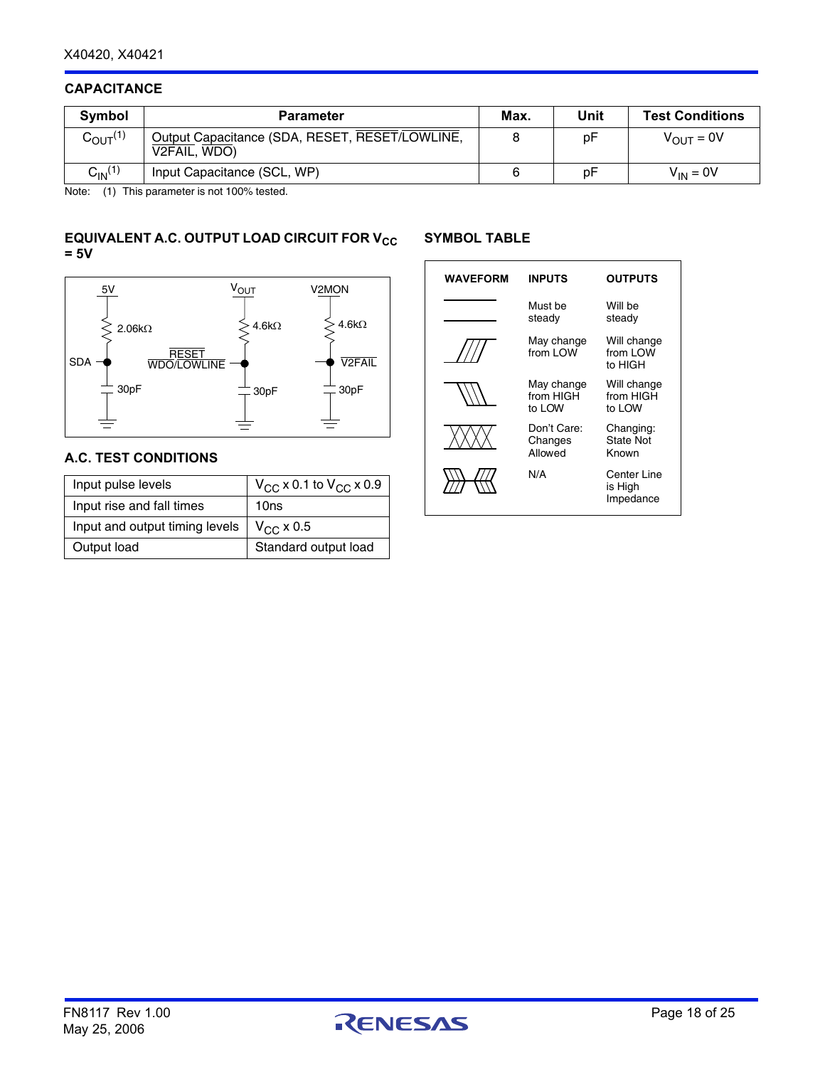## CAPACITANCE

| Symbol | Parameter | Max. | Unit | Test Conditions |
|---|---|---|---|---|
| $C_{OUT}$[(1)] | Output Capacitance (SDA, RESET, $\overline{RESET}/\overline{LOWLINE}$, $\overline{V2FAIL}$, $\overline{WDO}$) | 8 | pF | $V_{OUT}$ = 0V |
| $C_{IN}$[(1)] | Input Capacitance (SCL, WP) | 6 | pF | $V_{IN}$ = 0V |

Note: (1) This parameter is not 100% tested.

## EQUIVALENT A.C. OUTPUT LOAD CIRCUIT FOR $V_{CC}$ = 5V

5V, 2.06kΩ, SDA, 30pF; $V_{OUT}$, 4.6kΩ, RESET, $\overline{WDO}/\overline{LOWLINE}$, 30pF; V2MON, 4.6kΩ, $\overline{V2FAIL}$, 30pF

## A.C. TEST CONDITIONS

| Input pulse levels | $V_{CC}$ x 0.1 to $V_{CC}$ x 0.9 |
|---|---|
| Input rise and fall times | 10ns |
| Input and output timing levels | $V_{CC}$ x 0.5 |
| Output load | Standard output load |

## SYMBOL TABLE

| WAVEFORM | INPUTS | OUTPUTS |
|---|---|---|
| | Must be steady | Will be steady |
| | May change from LOW | Will change from LOW to HIGH |
| | May change from HIGH to LOW | Will change from HIGH to LOW |
| | Don't Care: Changes Allowed | Changing: State Not Known |
| | N/A | Center Line is High Impedance |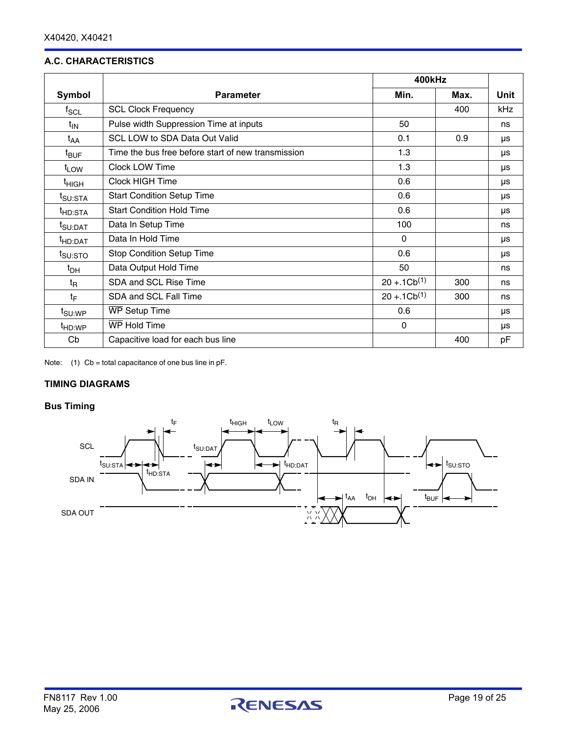### A.C. CHARACTERISTICS

| Symbol | Parameter | 400kHz | | Unit |
|---|---|---|---|---|
| | | Min. | Max. | |
| $f_{SCL}$ | SCL Clock Frequency | | 400 | kHz |
| $t_{IN}$ | Pulse width Suppression Time at inputs | 50 | | ns |
| $t_{AA}$ | SCL LOW to SDA Data Out Valid | 0.1 | 0.9 | µs |
| $t_{BUF}$ | Time the bus free before start of new transmission | 1.3 | | µs |
| $t_{LOW}$ | Clock LOW Time | 1.3 | | µs |
| $t_{HIGH}$ | Clock HIGH Time | 0.6 | | µs |
| $t_{SU:STA}$ | Start Condition Setup Time | 0.6 | | µs |
| $t_{HD:STA}$ | Start Condition Hold Time | 0.6 | | µs |
| $t_{SU:DAT}$ | Data In Setup Time | 100 | | ns |
| $t_{HD:DAT}$ | Data In Hold Time | 0 | | µs |
| $t_{SU:STO}$ | Stop Condition Setup Time | 0.6 | | µs |
| $t_{DH}$ | Data Output Hold Time | 50 | | ns |
| $t_R$ | SDA and SCL Rise Time | 20 +.1Cb[1] | 300 | ns |
| $t_F$ | SDA and SCL Fall Time | 20 +.1Cb[1] | 300 | ns |
| $t_{SU:WP}$ | $\overline{WP}$ Setup Time | 0.6 | | µs |
| $t_{HD:WP}$ | $\overline{WP}$ Hold Time | 0 | | µs |
| Cb | Capacitive load for each bus line | | 400 | pF |

Note: (1) Cb = total capacitance of one bus line in pF.

### TIMING DIAGRAMS

#### Bus Timing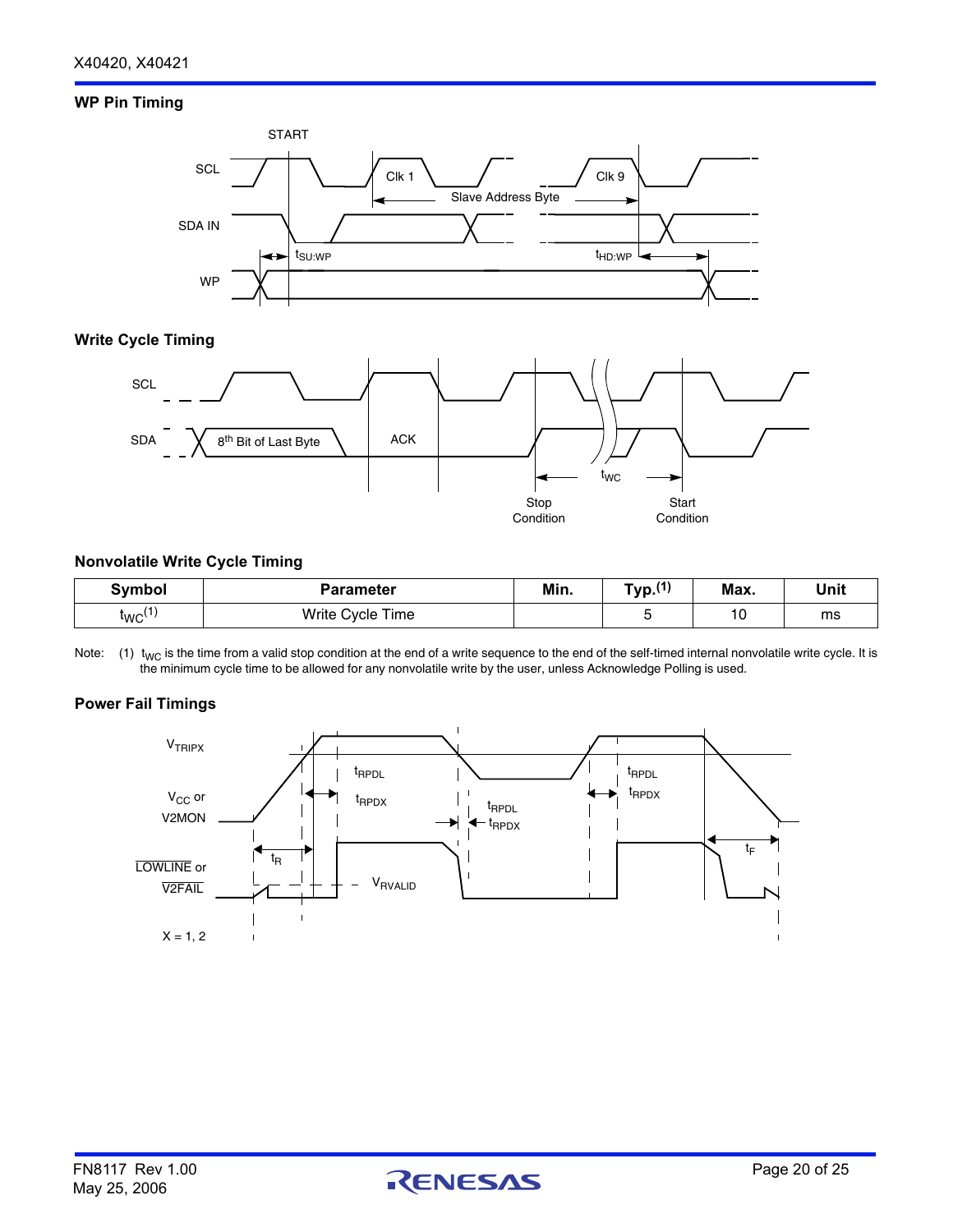### WP Pin Timing

### Write Cycle Timing

### Nonvolatile Write Cycle Timing

| Symbol | Parameter | Min. | Typ.(1) | Max. | Unit |
|---|---|---|---|---|---|
| $t_{WC}$(1) | Write Cycle Time | | 5 | 10 | ms |

Note: (1) $t_{WC}$ is the time from a valid stop condition at the end of a write sequence to the end of the self-timed internal nonvolatile write cycle. It is the minimum cycle time to be allowed for any nonvolatile write by the user, unless Acknowledge Polling is used.

### Power Fail Timings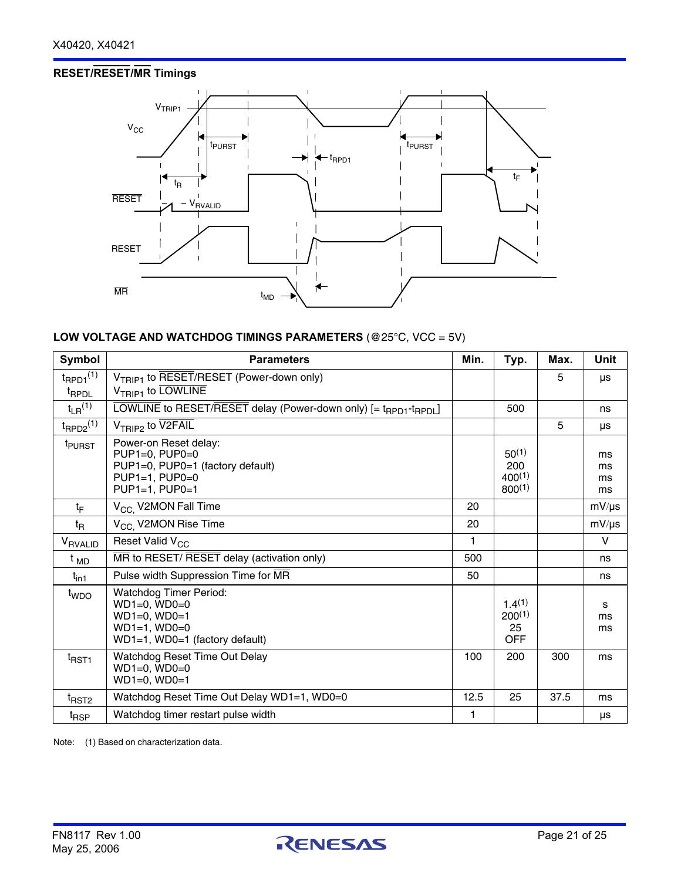## RESET/$\overline{\text{RESET}}$/$\overline{\text{MR}}$ Timings

**LOW VOLTAGE AND WATCHDOG TIMINGS PARAMETERS** (@25°C, VCC = 5V)

| Symbol | Parameters | Min. | Typ. | Max. | Unit |
|---|---|---|---|---|---|
| $t_{RPD1}$(1)<br>$t_{RPDL}$ | $V_{TRIP1}$ to $\overline{\text{RESET}}$/RESET (Power-down only)<br>$V_{TRIP1}$ to $\overline{\text{LOWLINE}}$ | | | 5 | µs |
| $t_{LR}$(1) | $\overline{\text{LOWLINE}}$ to RESET/$\overline{\text{RESET}}$ delay (Power-down only) [= $t_{RPD1}$-$t_{RPDL}$] | | 500 | | ns |
| $t_{RPD2}$(1) | $V_{TRIP2}$ to $\overline{\text{V2FAIL}}$ | | | 5 | µs |
| $t_{PURST}$ | Power-on Reset delay:<br>PUP1=0, PUP0=0<br>PUP1=0, PUP0=1 (factory default)<br>PUP1=1, PUP0=0<br>PUP1=1, PUP0=1 | | <br>50(1)<br>200<br>400(1)<br>800(1) | | <br>ms<br>ms<br>ms<br>ms |
| $t_F$ | $V_{CC,}$ V2MON Fall Time | 20 | | | mV/µs |
| $t_R$ | $V_{CC,}$ V2MON Rise Time | 20 | | | mV/µs |
| $V_{RVALID}$ | Reset Valid $V_{CC}$ | 1 | | | V |
| $t_{MD}$ | $\overline{\text{MR}}$ to RESET/ $\overline{\text{RESET}}$ delay (activation only) | 500 | | | ns |
| $t_{in1}$ | Pulse width Suppression Time for $\overline{\text{MR}}$ | 50 | | | ns |
| $t_{WDO}$ | Watchdog Timer Period:<br>WD1=0, WD0=0<br>WD1=0, WD0=1<br>WD1=1, WD0=0<br>WD1=1, WD0=1 (factory default) | | <br>1.4(1)<br>200(1)<br>25<br>OFF | | <br>s<br>ms<br>ms |
| $t_{RST1}$ | Watchdog Reset Time Out Delay<br>WD1=0, WD0=0<br>WD1=0, WD0=1 | 100 | 200 | 300 | ms |
| $t_{RST2}$ | Watchdog Reset Time Out Delay WD1=1, WD0=0 | 12.5 | 25 | 37.5 | ms |
| $t_{RSP}$ | Watchdog timer restart pulse width | 1 | | | µs |

Note: (1) Based on characterization data.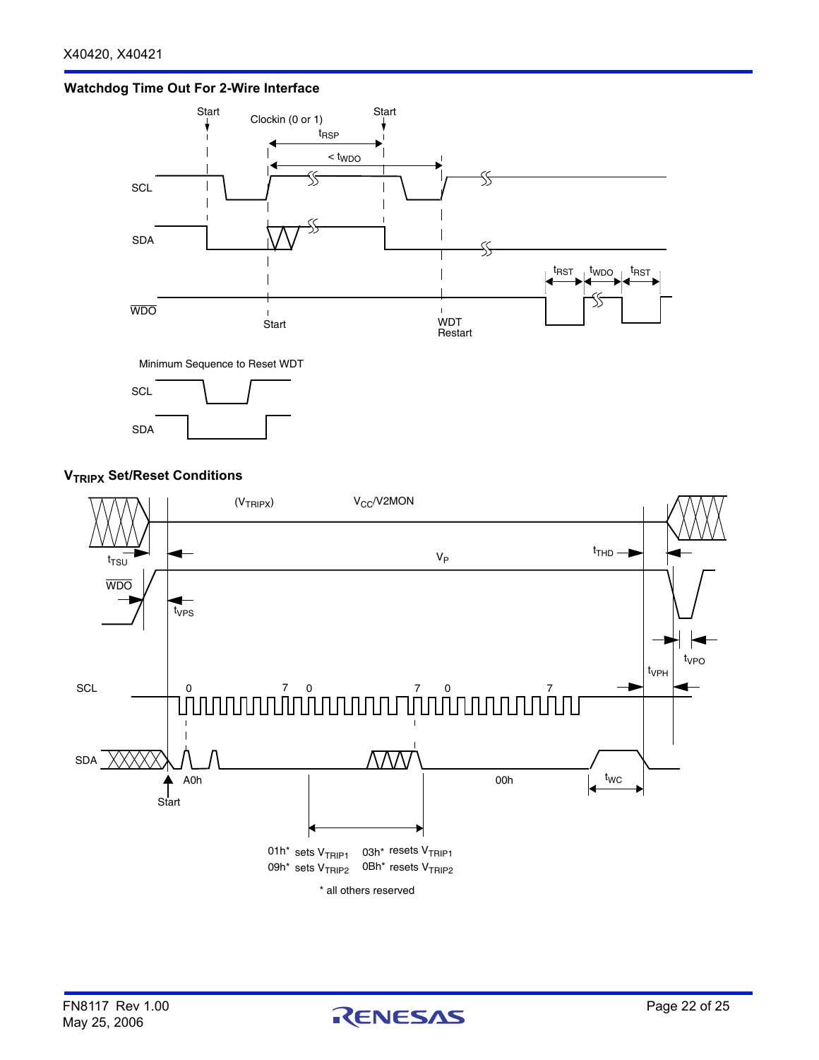### Watchdog Time Out For 2-Wire Interface

Start

Clockin (0 or 1)

$t_{RSP}$

$< t_{WDO}$

Start

SCL

SDA

$\overline{WDO}$

Start

WDT Restart

$t_{RST}$ $t_{WDO}$ $t_{RST}$

Minimum Sequence to Reset WDT

SCL

SDA

### $V_{TRIPX}$ Set/Reset Conditions

($V_{TRIPX}$)

$V_{CC}$/V2MON

$t_{TSU}$

$t_{THD}$

$V_P$

$\overline{WDO}$

$t_{VPS}$

$t_{VPO}$

$t_{VPH}$

SCL 0 7 0 7 0 7

SDA

A0h

00h

$t_{WC}$

Start

01h* sets $V_{TRIP1}$ 03h* resets $V_{TRIP1}$

09h* sets $V_{TRIP2}$ 0Bh* resets $V_{TRIP2}$

* all others reserved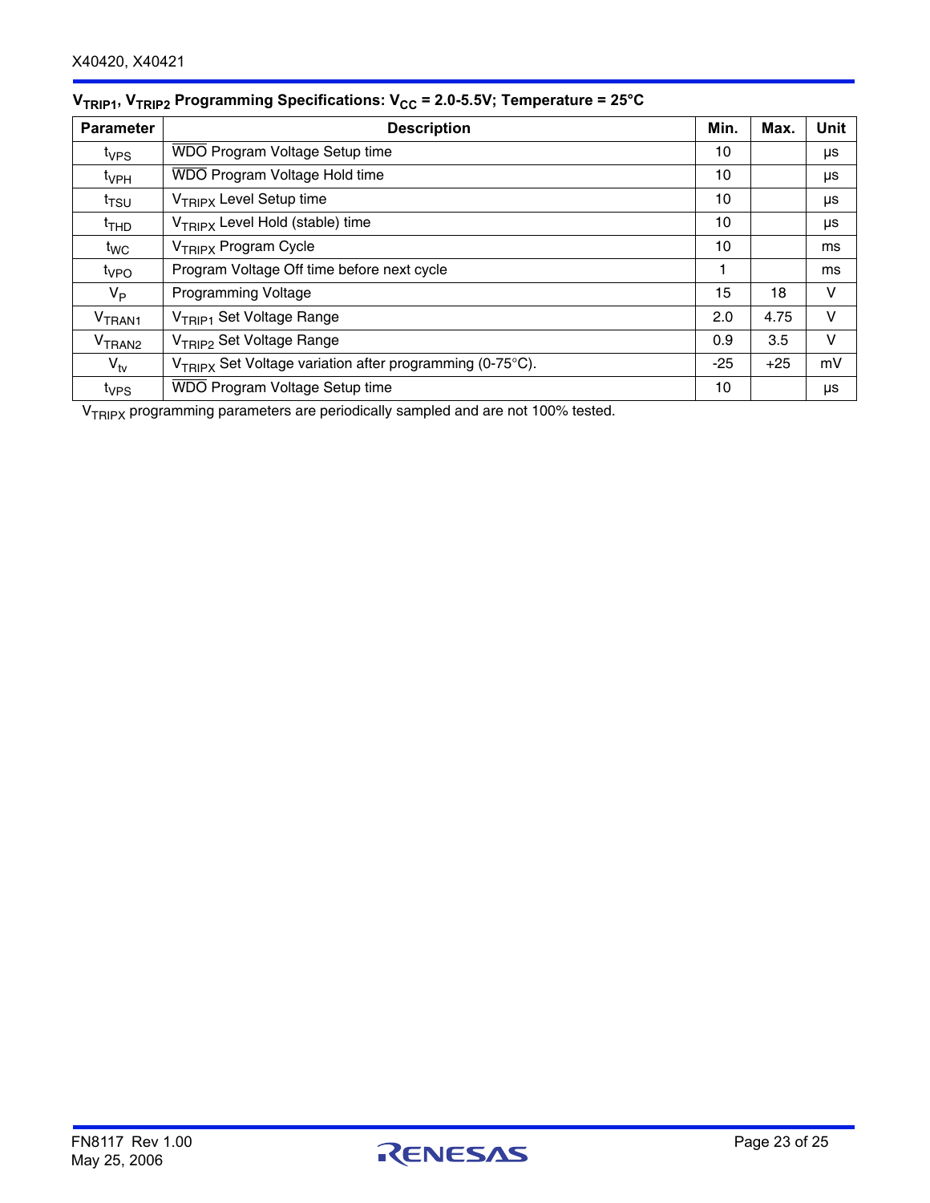### $V_{TRIP1}$, $V_{TRIP2}$ Programming Specifications: $V_{CC}$ = 2.0-5.5V; Temperature = 25°C

| Parameter | Description | Min. | Max. | Unit |
|---|---|---|---|---|
| $t_{VPS}$ | $\overline{WDO}$ Program Voltage Setup time | 10 | | µs |
| $t_{VPH}$ | $\overline{WDO}$ Program Voltage Hold time | 10 | | µs |
| $t_{TSU}$ | $V_{TRIPX}$ Level Setup time | 10 | | µs |
| $t_{THD}$ | $V_{TRIPX}$ Level Hold (stable) time | 10 | | µs |
| $t_{WC}$ | $V_{TRIPX}$ Program Cycle | 10 | | ms |
| $t_{VPO}$ | Program Voltage Off time before next cycle | 1 | | ms |
| $V_P$ | Programming Voltage | 15 | 18 | V |
| $V_{TRAN1}$ | $V_{TRIP1}$ Set Voltage Range | 2.0 | 4.75 | V |
| $V_{TRAN2}$ | $V_{TRIP2}$ Set Voltage Range | 0.9 | 3.5 | V |
| $V_{tv}$ | $V_{TRIPX}$ Set Voltage variation after programming (0-75°C). | -25 | +25 | mV |
| $t_{VPS}$ | $\overline{WDO}$ Program Voltage Setup time | 10 | | µs |

$V_{TRIPX}$ programming parameters are periodically sampled and are not 100% tested.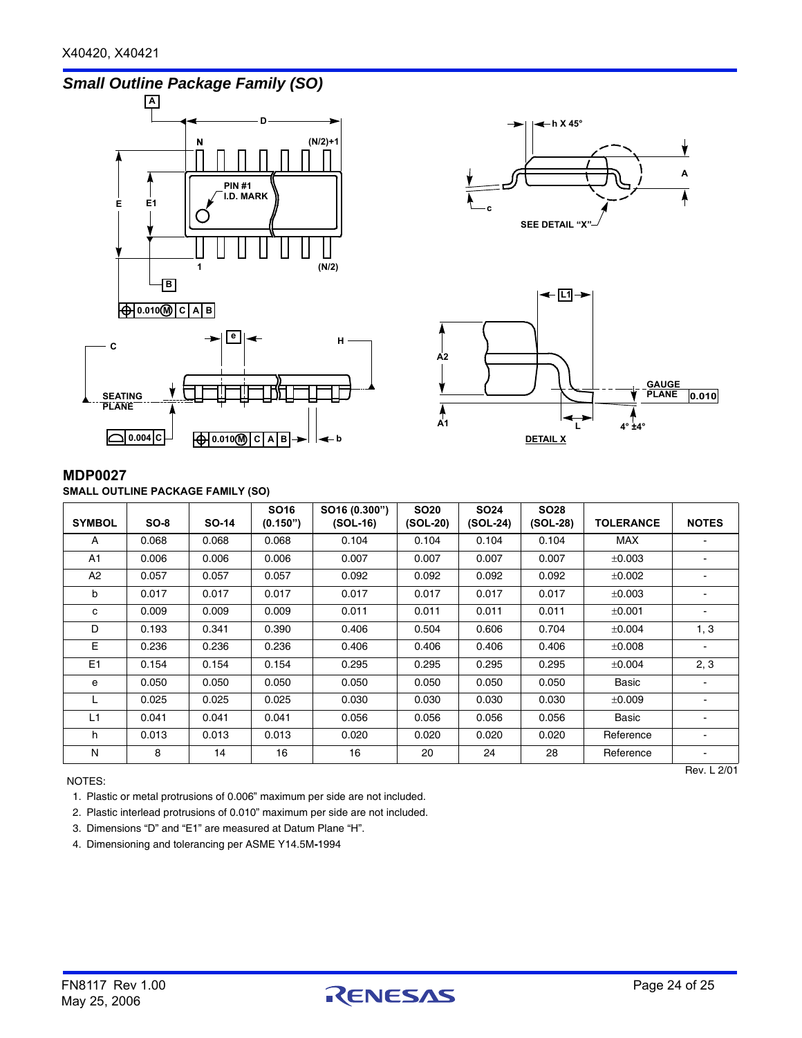## Small Outline Package Family (SO)

### MDP0027

**SMALL OUTLINE PACKAGE FAMILY (SO)**

| SYMBOL | SO-8 | SO-14 | SO16 (0.150") | SO16 (0.300") (SOL-16) | SO20 (SOL-20) | SO24 (SOL-24) | SO28 (SOL-28) | TOLERANCE | NOTES |
|---|---|---|---|---|---|---|---|---|---|
| A | 0.068 | 0.068 | 0.068 | 0.104 | 0.104 | 0.104 | 0.104 | MAX | - |
| A1 | 0.006 | 0.006 | 0.006 | 0.007 | 0.007 | 0.007 | 0.007 | ±0.003 | - |
| A2 | 0.057 | 0.057 | 0.057 | 0.092 | 0.092 | 0.092 | 0.092 | ±0.002 | - |
| b | 0.017 | 0.017 | 0.017 | 0.017 | 0.017 | 0.017 | 0.017 | ±0.003 | - |
| c | 0.009 | 0.009 | 0.009 | 0.011 | 0.011 | 0.011 | 0.011 | ±0.001 | - |
| D | 0.193 | 0.341 | 0.390 | 0.406 | 0.504 | 0.606 | 0.704 | ±0.004 | 1, 3 |
| E | 0.236 | 0.236 | 0.236 | 0.406 | 0.406 | 0.406 | 0.406 | ±0.008 | - |
| E1 | 0.154 | 0.154 | 0.154 | 0.295 | 0.295 | 0.295 | 0.295 | ±0.004 | 2, 3 |
| e | 0.050 | 0.050 | 0.050 | 0.050 | 0.050 | 0.050 | 0.050 | Basic | - |
| L | 0.025 | 0.025 | 0.025 | 0.030 | 0.030 | 0.030 | 0.030 | ±0.009 | - |
| L1 | 0.041 | 0.041 | 0.041 | 0.056 | 0.056 | 0.056 | 0.056 | Basic | - |
| h | 0.013 | 0.013 | 0.013 | 0.020 | 0.020 | 0.020 | 0.020 | Reference | - |
| N | 8 | 14 | 16 | 16 | 20 | 24 | 28 | Reference | - |

Rev. L 2/01

NOTES:

1. Plastic or metal protrusions of 0.006" maximum per side are not included.
2. Plastic interlead protrusions of 0.010" maximum per side are not included.
3. Dimensions "D" and "E1" are measured at Datum Plane "H".
4. Dimensioning and tolerancing per ASME Y14.5M-1994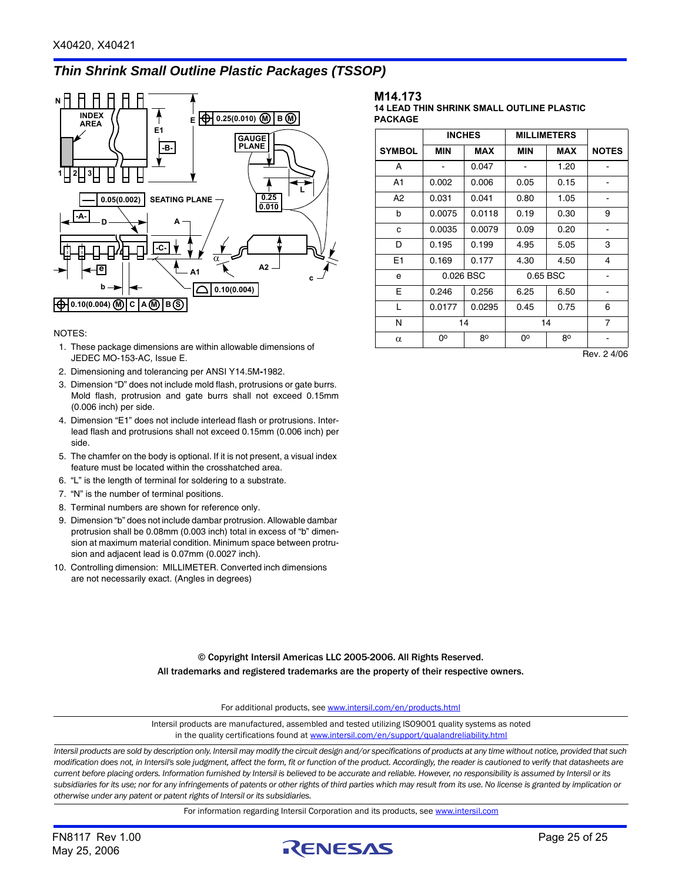## Thin Shrink Small Outline Plastic Packages (TSSOP)

N
INDEX AREA
E1
E
0.25(0.010) M B M
-B-
GAUGE PLANE
1 2 3
L
0.25
0.010
0.05(0.002)
SEATING PLANE
-A-
D
A
-C-
α
A2
A1
e
c
b
0.10(0.004)
0.10(0.004) M C A M B S

### M14.173

**14 LEAD THIN SHRINK SMALL OUTLINE PLASTIC PACKAGE**

| SYMBOL | INCHES | | MILLIMETERS | | NOTES |
|---|---|---|---|---|---|
| | MIN | MAX | MIN | MAX | |
| A | - | 0.047 | - | 1.20 | - |
| A1 | 0.002 | 0.006 | 0.05 | 0.15 | - |
| A2 | 0.031 | 0.041 | 0.80 | 1.05 | - |
| b | 0.0075 | 0.0118 | 0.19 | 0.30 | 9 |
| c | 0.0035 | 0.0079 | 0.09 | 0.20 | - |
| D | 0.195 | 0.199 | 4.95 | 5.05 | 3 |
| E1 | 0.169 | 0.177 | 4.30 | 4.50 | 4 |
| e | 0.026 BSC | | 0.65 BSC | | - |
| E | 0.246 | 0.256 | 6.25 | 6.50 | - |
| L | 0.0177 | 0.0295 | 0.45 | 0.75 | 6 |
| N | 14 | | 14 | | 7 |
| α | 0° | 8° | 0° | 8° | - |

Rev. 2 4/06

NOTES:

1. These package dimensions are within allowable dimensions of JEDEC MO-153-AC, Issue E.
2. Dimensioning and tolerancing per ANSI Y14.5M-1982.
3. Dimension “D” does not include mold flash, protrusions or gate burrs. Mold flash, protrusion and gate burrs shall not exceed 0.15mm (0.006 inch) per side.
4. Dimension “E1” does not include interlead flash or protrusions. Interlead flash and protrusions shall not exceed 0.15mm (0.006 inch) per side.
5. The chamfer on the body is optional. If it is not present, a visual index feature must be located within the crosshatched area.
6. “L” is the length of terminal for soldering to a substrate.
7. “N” is the number of terminal positions.
8. Terminal numbers are shown for reference only.
9. Dimension “b” does not include dambar protrusion. Allowable dambar protrusion shall be 0.08mm (0.003 inch) total in excess of “b” dimension at maximum material condition. Minimum space between protrusion and adjacent lead is 0.07mm (0.0027 inch).
10. Controlling dimension: MILLIMETER. Converted inch dimensions are not necessarily exact. (Angles in degrees)

**© Copyright Intersil Americas LLC 2005-2006. All Rights Reserved.**
**All trademarks and registered trademarks are the property of their respective owners.**

For additional products, see www.intersil.com/en/products.html

Intersil products are manufactured, assembled and tested utilizing ISO9001 quality systems as noted in the quality certifications found at www.intersil.com/en/support/qualandreliability.html

*Intersil products are sold by description only. Intersil may modify the circuit design and/or specifications of products at any time without notice, provided that such modification does not, in Intersil's sole judgment, affect the form, fit or function of the product. Accordingly, the reader is cautioned to verify that datasheets are current before placing orders. Information furnished by Intersil is believed to be accurate and reliable. However, no responsibility is assumed by Intersil or its subsidiaries for its use; nor for any infringements of patents or other rights of third parties which may result from its use. No license is granted by implication or otherwise under any patent or patent rights of Intersil or its subsidiaries.*

For information regarding Intersil Corporation and its products, see www.intersil.com